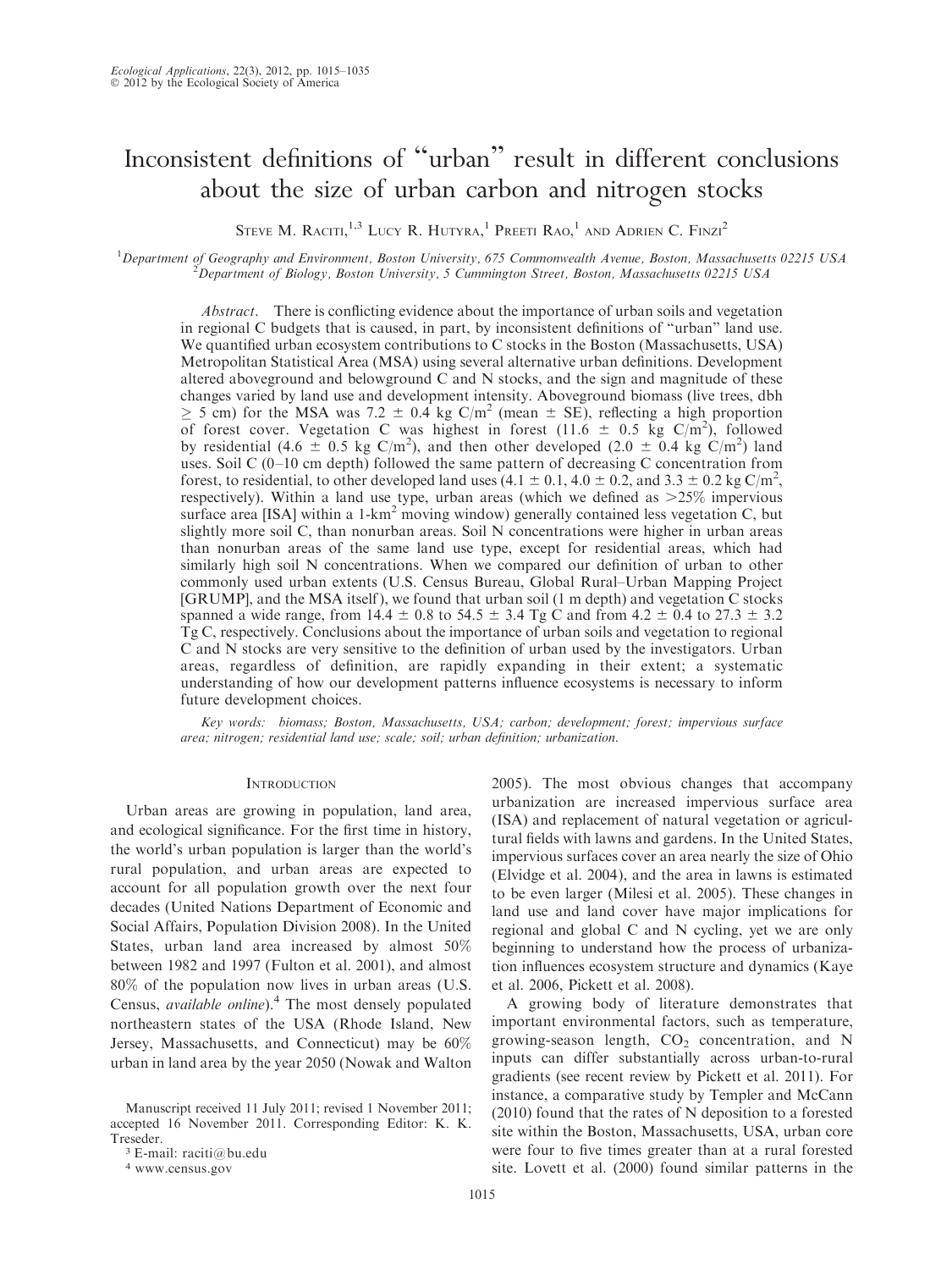# Inconsistent definitions of "urban" result in different conclusions about the size of urban carbon and nitrogen stocks

Steve M. Raciti,[1,3] Lucy R. Hutyra,[1] Preeti Rao,[1] and Adrien C. Finzi[2]

[1]Department of Geography and Environment, Boston University, 675 Commonwealth Avenue, Boston, Massachusetts 02215 USA
[2]Department of Biology, Boston University, 5 Cummington Street, Boston, Massachusetts 02215 USA

*Abstract.* There is conflicting evidence about the importance of urban soils and vegetation in regional C budgets that is caused, in part, by inconsistent definitions of "urban" land use. We quantified urban ecosystem contributions to C stocks in the Boston (Massachusetts, USA) Metropolitan Statistical Area (MSA) using several alternative urban definitions. Development altered aboveground and belowground C and N stocks, and the sign and magnitude of these changes varied by land use and development intensity. Aboveground biomass (live trees, dbh $\geq$ 5 cm) for the MSA was 7.2 $\pm$ 0.4 kg C/m$^2$ (mean $\pm$ SE), reflecting a high proportion of forest cover. Vegetation C was highest in forest (11.6 $\pm$ 0.5 kg C/m$^2$), followed by residential (4.6 $\pm$ 0.5 kg C/m$^2$), and then other developed (2.0 $\pm$ 0.4 kg C/m$^2$) land uses. Soil C (0–10 cm depth) followed the same pattern of decreasing C concentration from forest, to residential, to other developed land uses (4.1 $\pm$ 0.1, 4.0 $\pm$ 0.2, and 3.3 $\pm$ 0.2 kg C/m$^2$, respectively). Within a land use type, urban areas (which we defined as >25% impervious surface area [ISA] within a 1-km$^2$ moving window) generally contained less vegetation C, but slightly more soil C, than nonurban areas. Soil N concentrations were higher in urban areas than nonurban areas of the same land use type, except for residential areas, which had similarly high soil N concentrations. When we compared our definition of urban to other commonly used urban extents (U.S. Census Bureau, Global Rural–Urban Mapping Project [GRUMP], and the MSA itself), we found that urban soil (1 m depth) and vegetation C stocks spanned a wide range, from 14.4 $\pm$ 0.8 to 54.5 $\pm$ 3.4 Tg C and from 4.2 $\pm$ 0.4 to 27.3 $\pm$ 3.2 Tg C, respectively. Conclusions about the importance of urban soils and vegetation to regional C and N stocks are very sensitive to the definition of urban used by the investigators. Urban areas, regardless of definition, are rapidly expanding in their extent; a systematic understanding of how our development patterns influence ecosystems is necessary to inform future development choices.

*Key words:* biomass; Boston, Massachusetts, USA; carbon; development; forest; impervious surface area; nitrogen; residential land use; scale; soil; urban definition; urbanization.

## Introduction

Urban areas are growing in population, land area, and ecological significance. For the first time in history, the world's urban population is larger than the world's rural population, and urban areas are expected to account for all population growth over the next four decades (United Nations Department of Economic and Social Affairs, Population Division 2008). In the United States, urban land area increased by almost 50% between 1982 and 1997 (Fulton et al. 2001), and almost 80% of the population now lives in urban areas (U.S. Census, *available online*).[4] The most densely populated northeastern states of the USA (Rhode Island, New Jersey, Massachusetts, and Connecticut) may be 60% urban in land area by the year 2050 (Nowak and Walton 2005). The most obvious changes that accompany urbanization are increased impervious surface area (ISA) and replacement of natural vegetation or agricultural fields with lawns and gardens. In the United States, impervious surfaces cover an area nearly the size of Ohio (Elvidge et al. 2004), and the area in lawns is estimated to be even larger (Milesi et al. 2005). These changes in land use and land cover have major implications for regional and global C and N cycling, yet we are only beginning to understand how the process of urbanization influences ecosystem structure and dynamics (Kaye et al. 2006, Pickett et al. 2008).

A growing body of literature demonstrates that important environmental factors, such as temperature, growing-season length, $CO_2$ concentration, and N inputs can differ substantially across urban-to-rural gradients (see recent review by Pickett et al. 2011). For instance, a comparative study by Templer and McCann (2010) found that the rates of N deposition to a forested site within the Boston, Massachusetts, USA, urban core were four to five times greater than at a rural forested site. Lovett et al. (2000) found similar patterns in the

Manuscript received 11 July 2011; revised 1 November 2011; accepted 16 November 2011. Corresponding Editor: K. K. Treseder.

[3] E-mail: raciti@bu.edu

[4] www.census.gov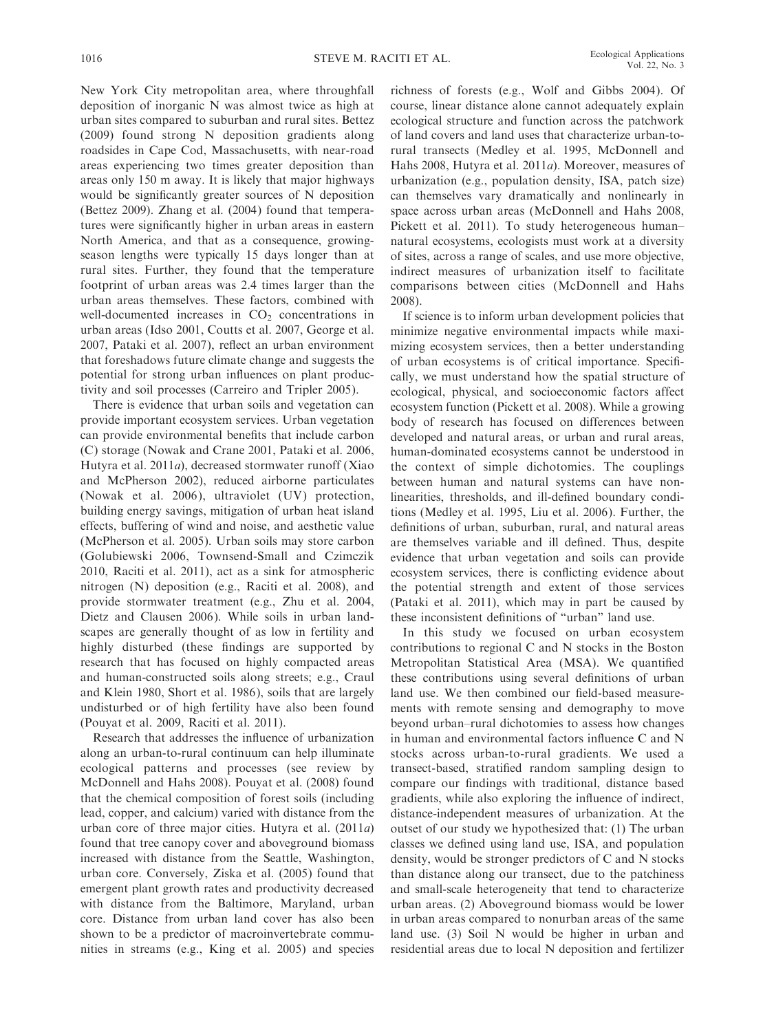New York City metropolitan area, where throughfall deposition of inorganic N was almost twice as high at urban sites compared to suburban and rural sites. Bettez (2009) found strong N deposition gradients along roadsides in Cape Cod, Massachusetts, with near-road areas experiencing two times greater deposition than areas only 150 m away. It is likely that major highways would be significantly greater sources of N deposition (Bettez 2009). Zhang et al. (2004) found that temperatures were significantly higher in urban areas in eastern North America, and that as a consequence, growing-season lengths were typically 15 days longer than at rural sites. Further, they found that the temperature footprint of urban areas was 2.4 times larger than the urban areas themselves. These factors, combined with well-documented increases in $CO_2$ concentrations in urban areas (Idso 2001, Coutts et al. 2007, George et al. 2007, Pataki et al. 2007), reflect an urban environment that foreshadows future climate change and suggests the potential for strong urban influences on plant productivity and soil processes (Carreiro and Tripler 2005).

There is evidence that urban soils and vegetation can provide important ecosystem services. Urban vegetation can provide environmental benefits that include carbon (C) storage (Nowak and Crane 2001, Pataki et al. 2006, Hutyra et al. 2011*a*), decreased stormwater runoff (Xiao and McPherson 2002), reduced airborne particulates (Nowak et al. 2006), ultraviolet (UV) protection, building energy savings, mitigation of urban heat island effects, buffering of wind and noise, and aesthetic value (McPherson et al. 2005). Urban soils may store carbon (Golubiewski 2006, Townsend-Small and Czimczik 2010, Raciti et al. 2011), act as a sink for atmospheric nitrogen (N) deposition (e.g., Raciti et al. 2008), and provide stormwater treatment (e.g., Zhu et al. 2004, Dietz and Clausen 2006). While soils in urban landscapes are generally thought of as low in fertility and highly disturbed (these findings are supported by research that has focused on highly compacted areas and human-constructed soils along streets; e.g., Craul and Klein 1980, Short et al. 1986), soils that are largely undisturbed or of high fertility have also been found (Pouyat et al. 2009, Raciti et al. 2011).

Research that addresses the influence of urbanization along an urban-to-rural continuum can help illuminate ecological patterns and processes (see review by McDonnell and Hahs 2008). Pouyat et al. (2008) found that the chemical composition of forest soils (including lead, copper, and calcium) varied with distance from the urban core of three major cities. Hutyra et al. (2011*a*) found that tree canopy cover and aboveground biomass increased with distance from the Seattle, Washington, urban core. Conversely, Ziska et al. (2005) found that emergent plant growth rates and productivity decreased with distance from the Baltimore, Maryland, urban core. Distance from urban land cover has also been shown to be a predictor of macroinvertebrate communities in streams (e.g., King et al. 2005) and species richness of forests (e.g., Wolf and Gibbs 2004). Of course, linear distance alone cannot adequately explain ecological structure and function across the patchwork of land covers and land uses that characterize urban-to-rural transects (Medley et al. 1995, McDonnell and Hahs 2008, Hutyra et al. 2011*a*). Moreover, measures of urbanization (e.g., population density, ISA, patch size) can themselves vary dramatically and nonlinearly in space across urban areas (McDonnell and Hahs 2008, Pickett et al. 2011). To study heterogeneous human–natural ecosystems, ecologists must work at a diversity of sites, across a range of scales, and use more objective, indirect measures of urbanization itself to facilitate comparisons between cities (McDonnell and Hahs 2008).

If science is to inform urban development policies that minimize negative environmental impacts while maximizing ecosystem services, then a better understanding of urban ecosystems is of critical importance. Specifically, we must understand how the spatial structure of ecological, physical, and socioeconomic factors affect ecosystem function (Pickett et al. 2008). While a growing body of research has focused on differences between developed and natural areas, or urban and rural areas, human-dominated ecosystems cannot be understood in the context of simple dichotomies. The couplings between human and natural systems can have nonlinearities, thresholds, and ill-defined boundary conditions (Medley et al. 1995, Liu et al. 2006). Further, the definitions of urban, suburban, rural, and natural areas are themselves variable and ill defined. Thus, despite evidence that urban vegetation and soils can provide ecosystem services, there is conflicting evidence about the potential strength and extent of those services (Pataki et al. 2011), which may in part be caused by these inconsistent definitions of "urban" land use.

In this study we focused on urban ecosystem contributions to regional C and N stocks in the Boston Metropolitan Statistical Area (MSA). We quantified these contributions using several definitions of urban land use. We then combined our field-based measurements with remote sensing and demography to move beyond urban–rural dichotomies to assess how changes in human and environmental factors influence C and N stocks across urban-to-rural gradients. We used a transect-based, stratified random sampling design to compare our findings with traditional, distance based gradients, while also exploring the influence of indirect, distance-independent measures of urbanization. At the outset of our study we hypothesized that: (1) The urban classes we defined using land use, ISA, and population density, would be stronger predictors of C and N stocks than distance along our transect, due to the patchiness and small-scale heterogeneity that tend to characterize urban areas. (2) Aboveground biomass would be lower in urban areas compared to nonurban areas of the same land use. (3) Soil N would be higher in urban and residential areas due to local N deposition and fertilizer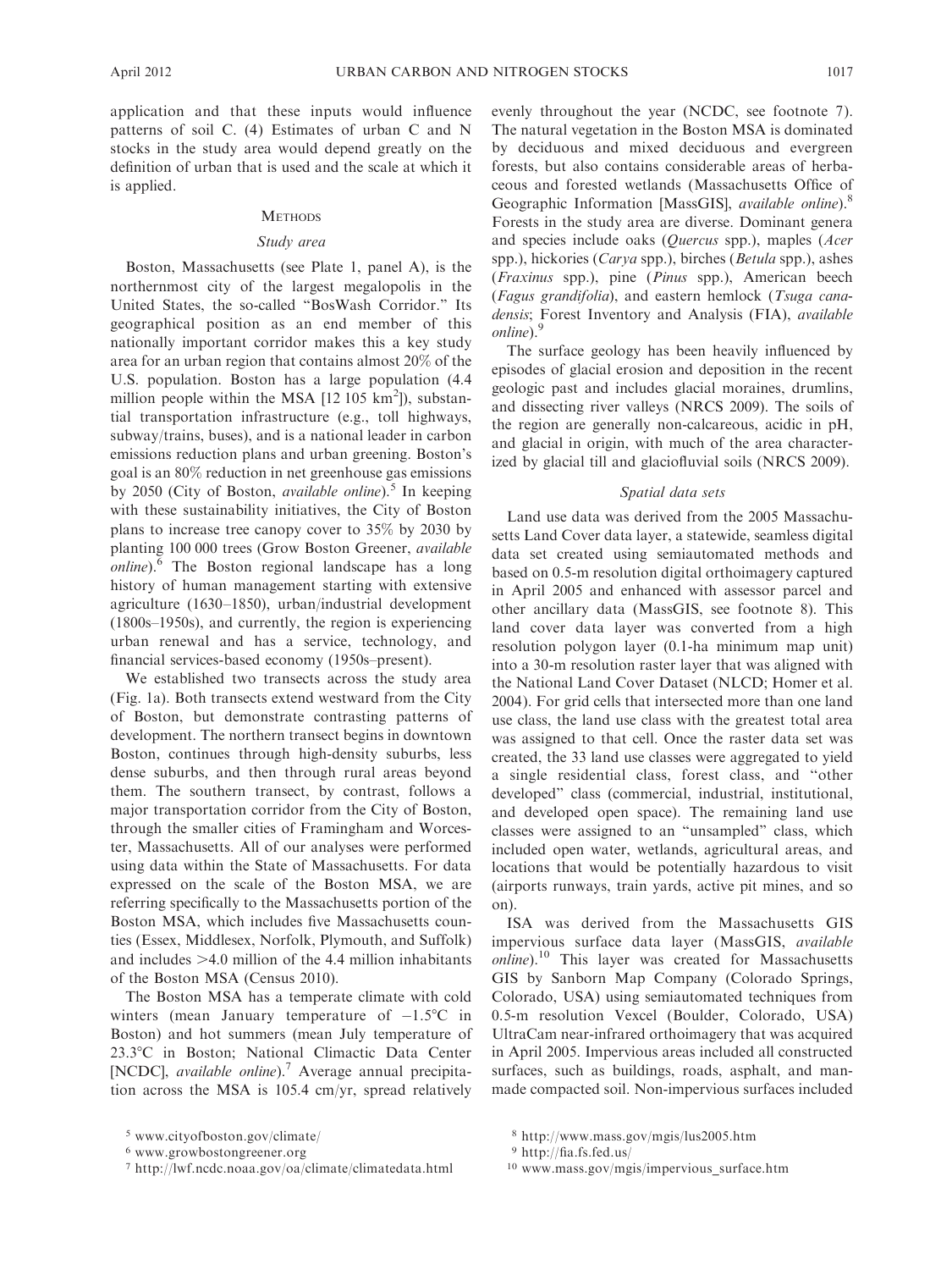application and that these inputs would influence patterns of soil C. (4) Estimates of urban C and N stocks in the study area would depend greatly on the definition of urban that is used and the scale at which it is applied.

## Methods

### Study area

Boston, Massachusetts (see Plate 1, panel A), is the northernmost city of the largest megalopolis in the United States, the so-called "BosWash Corridor." Its geographical position as an end member of this nationally important corridor makes this a key study area for an urban region that contains almost 20% of the U.S. population. Boston has a large population (4.4 million people within the MSA [12 105 $km^2$]), substantial transportation infrastructure (e.g., toll highways, subway/trains, buses), and is a national leader in carbon emissions reduction plans and urban greening. Boston's goal is an 80% reduction in net greenhouse gas emissions by 2050 (City of Boston, *available online*).[5] In keeping with these sustainability initiatives, the City of Boston plans to increase tree canopy cover to 35% by 2030 by planting 100 000 trees (Grow Boston Greener, *available online*).[6] The Boston regional landscape has a long history of human management starting with extensive agriculture (1630–1850), urban/industrial development (1800s–1950s), and currently, the region is experiencing urban renewal and has a service, technology, and financial services-based economy (1950s–present).

We established two transects across the study area (Fig. 1a). Both transects extend westward from the City of Boston, but demonstrate contrasting patterns of development. The northern transect begins in downtown Boston, continues through high-density suburbs, less dense suburbs, and then through rural areas beyond them. The southern transect, by contrast, follows a major transportation corridor from the City of Boston, through the smaller cities of Framingham and Worcester, Massachusetts. All of our analyses were performed using data within the State of Massachusetts. For data expressed on the scale of the Boston MSA, we are referring specifically to the Massachusetts portion of the Boston MSA, which includes five Massachusetts counties (Essex, Middlesex, Norfolk, Plymouth, and Suffolk) and includes >4.0 million of the 4.4 million inhabitants of the Boston MSA (Census 2010).

The Boston MSA has a temperate climate with cold winters (mean January temperature of −1.5°C in Boston) and hot summers (mean July temperature of 23.3°C in Boston; National Climactic Data Center [NCDC], *available online*).[7] Average annual precipitation across the MSA is 105.4 cm/yr, spread relatively evenly throughout the year (NCDC, see footnote 7). The natural vegetation in the Boston MSA is dominated by deciduous and mixed deciduous and evergreen forests, but also contains considerable areas of herbaceous and forested wetlands (Massachusetts Office of Geographic Information [MassGIS], *available online*).[8] Forests in the study area are diverse. Dominant genera and species include oaks (*Quercus* spp.), maples (*Acer* spp.), hickories (*Carya* spp.), birches (*Betula* spp.), ashes (*Fraxinus* spp.), pine (*Pinus* spp.), American beech (*Fagus grandifolia*), and eastern hemlock (*Tsuga canadensis*; Forest Inventory and Analysis (FIA), *available online*).[9]

The surface geology has been heavily influenced by episodes of glacial erosion and deposition in the recent geologic past and includes glacial moraines, drumlins, and dissecting river valleys (NRCS 2009). The soils of the region are generally non-calcareous, acidic in pH, and glacial in origin, with much of the area characterized by glacial till and glaciofluvial soils (NRCS 2009).

### Spatial data sets

Land use data was derived from the 2005 Massachusetts Land Cover data layer, a statewide, seamless digital data set created using semiautomated methods and based on 0.5-m resolution digital orthoimagery captured in April 2005 and enhanced with assessor parcel and other ancillary data (MassGIS, see footnote 8). This land cover data layer was converted from a high resolution polygon layer (0.1-ha minimum map unit) into a 30-m resolution raster layer that was aligned with the National Land Cover Dataset (NLCD; Homer et al. 2004). For grid cells that intersected more than one land use class, the land use class with the greatest total area was assigned to that cell. Once the raster data set was created, the 33 land use classes were aggregated to yield a single residential class, forest class, and "other developed" class (commercial, industrial, institutional, and developed open space). The remaining land use classes were assigned to an "unsampled" class, which included open water, wetlands, agricultural areas, and locations that would be potentially hazardous to visit (airports runways, train yards, active pit mines, and so on).

ISA was derived from the Massachusetts GIS impervious surface data layer (MassGIS, *available online*).[10] This layer was created for Massachusetts GIS by Sanborn Map Company (Colorado Springs, Colorado, USA) using semiautomated techniques from 0.5-m resolution Vexcel (Boulder, Colorado, USA) UltraCam near-infrared orthoimagery that was acquired in April 2005. Impervious areas included all constructed surfaces, such as buildings, roads, asphalt, and man-made compacted soil. Non-impervious surfaces included

[5] www.cityofboston.gov/climate/

[6] www.growbostongreener.org

[7] http://lwf.ncdc.noaa.gov/oa/climate/climatedata.html

[8] http://www.mass.gov/mgis/lus2005.htm

[9] http://fia.fs.fed.us/

[10] www.mass.gov/mgis/impervious_surface.htm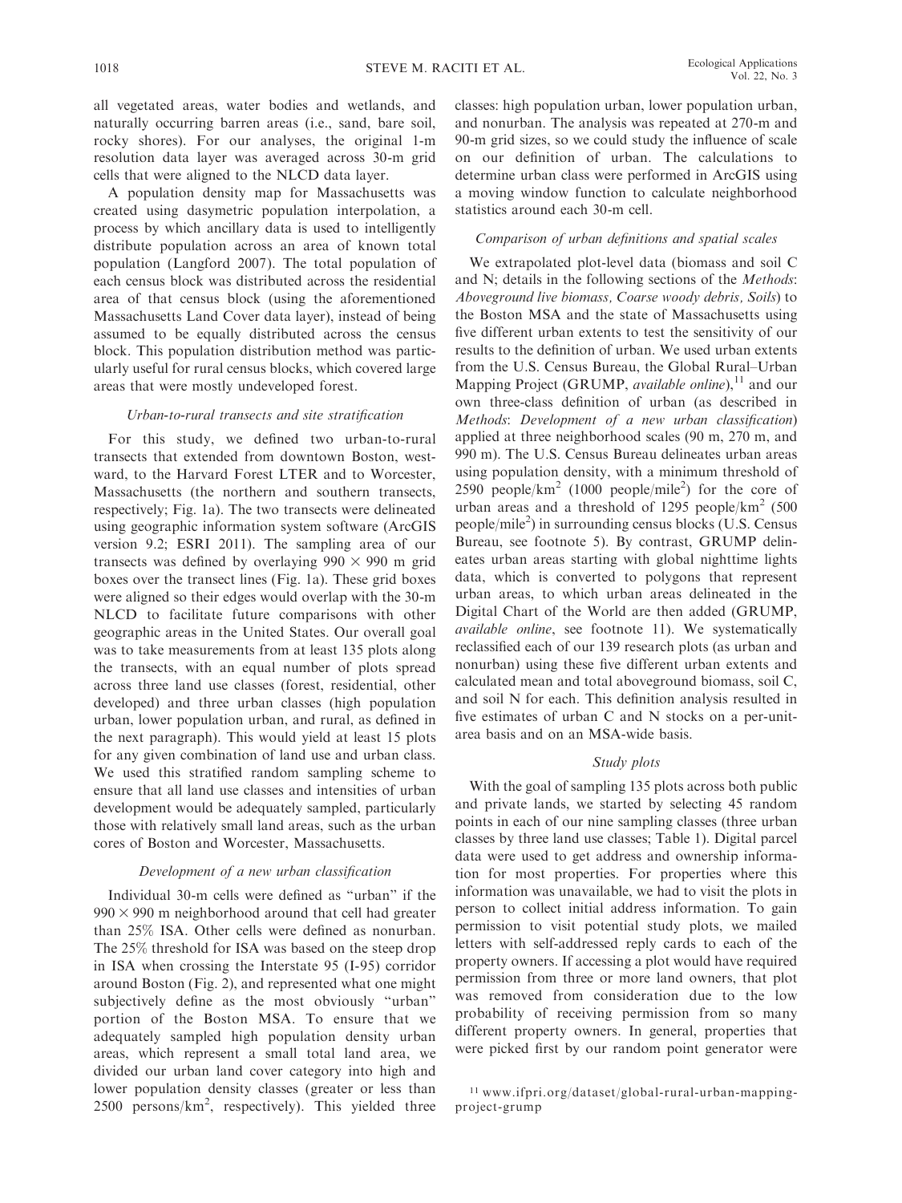all vegetated areas, water bodies and wetlands, and naturally occurring barren areas (i.e., sand, bare soil, rocky shores). For our analyses, the original 1-m resolution data layer was averaged across 30-m grid cells that were aligned to the NLCD data layer.

A population density map for Massachusetts was created using dasymetric population interpolation, a process by which ancillary data is used to intelligently distribute population across an area of known total population (Langford 2007). The total population of each census block was distributed across the residential area of that census block (using the aforementioned Massachusetts Land Cover data layer), instead of being assumed to be equally distributed across the census block. This population distribution method was particularly useful for rural census blocks, which covered large areas that were mostly undeveloped forest.

### *Urban-to-rural transects and site stratification*

For this study, we defined two urban-to-rural transects that extended from downtown Boston, westward, to the Harvard Forest LTER and to Worcester, Massachusetts (the northern and southern transects, respectively; Fig. 1a). The two transects were delineated using geographic information system software (ArcGIS version 9.2; ESRI 2011). The sampling area of our transects was defined by overlaying $990 \times 990$ m grid boxes over the transect lines (Fig. 1a). These grid boxes were aligned so their edges would overlap with the 30-m NLCD to facilitate future comparisons with other geographic areas in the United States. Our overall goal was to take measurements from at least 135 plots along the transects, with an equal number of plots spread across three land use classes (forest, residential, other developed) and three urban classes (high population urban, lower population urban, and rural, as defined in the next paragraph). This would yield at least 15 plots for any given combination of land use and urban class. We used this stratified random sampling scheme to ensure that all land use classes and intensities of urban development would be adequately sampled, particularly those with relatively small land areas, such as the urban cores of Boston and Worcester, Massachusetts.

### *Development of a new urban classification*

Individual 30-m cells were defined as "urban" if the $990 \times 990$ m neighborhood around that cell had greater than 25% ISA. Other cells were defined as nonurban. The 25% threshold for ISA was based on the steep drop in ISA when crossing the Interstate 95 (I-95) corridor around Boston (Fig. 2), and represented what one might subjectively define as the most obviously "urban" portion of the Boston MSA. To ensure that we adequately sampled high population density urban areas, which represent a small total land area, we divided our urban land cover category into high and lower population density classes (greater or less than 2500 persons/km$^2$, respectively). This yielded three classes: high population urban, lower population urban, and nonurban. The analysis was repeated at 270-m and 90-m grid sizes, so we could study the influence of scale on our definition of urban. The calculations to determine urban class were performed in ArcGIS using a moving window function to calculate neighborhood statistics around each 30-m cell.

### *Comparison of urban definitions and spatial scales*

We extrapolated plot-level data (biomass and soil C and N; details in the following sections of the *Methods*: *Aboveground live biomass, Coarse woody debris, Soils*) to the Boston MSA and the state of Massachusetts using five different urban extents to test the sensitivity of our results to the definition of urban. We used urban extents from the U.S. Census Bureau, the Global Rural–Urban Mapping Project (GRUMP, *available online*),[11] and our own three-class definition of urban (as described in *Methods*: *Development of a new urban classification*) applied at three neighborhood scales (90 m, 270 m, and 990 m). The U.S. Census Bureau delineates urban areas using population density, with a minimum threshold of 2590 people/km$^2$ (1000 people/mile$^2$) for the core of urban areas and a threshold of 1295 people/km$^2$ (500 people/mile$^2$) in surrounding census blocks (U.S. Census Bureau, see footnote 5). By contrast, GRUMP delineates urban areas starting with global nighttime lights data, which is converted to polygons that represent urban areas, to which urban areas delineated in the Digital Chart of the World are then added (GRUMP, *available online*, see footnote 11). We systematically reclassified each of our 139 research plots (as urban and nonurban) using these five different urban extents and calculated mean and total aboveground biomass, soil C, and soil N for each. This definition analysis resulted in five estimates of urban C and N stocks on a per-unit-area basis and on an MSA-wide basis.

### *Study plots*

With the goal of sampling 135 plots across both public and private lands, we started by selecting 45 random points in each of our nine sampling classes (three urban classes by three land use classes; Table 1). Digital parcel data were used to get address and ownership information for most properties. For properties where this information was unavailable, we had to visit the plots in person to collect initial address information. To gain permission to visit potential study plots, we mailed letters with self-addressed reply cards to each of the property owners. If accessing a plot would have required permission from three or more land owners, that plot was removed from consideration due to the low probability of receiving permission from so many different property owners. In general, properties that were picked first by our random point generator were

[11] www.ifpri.org/dataset/global-rural-urban-mapping-project-grump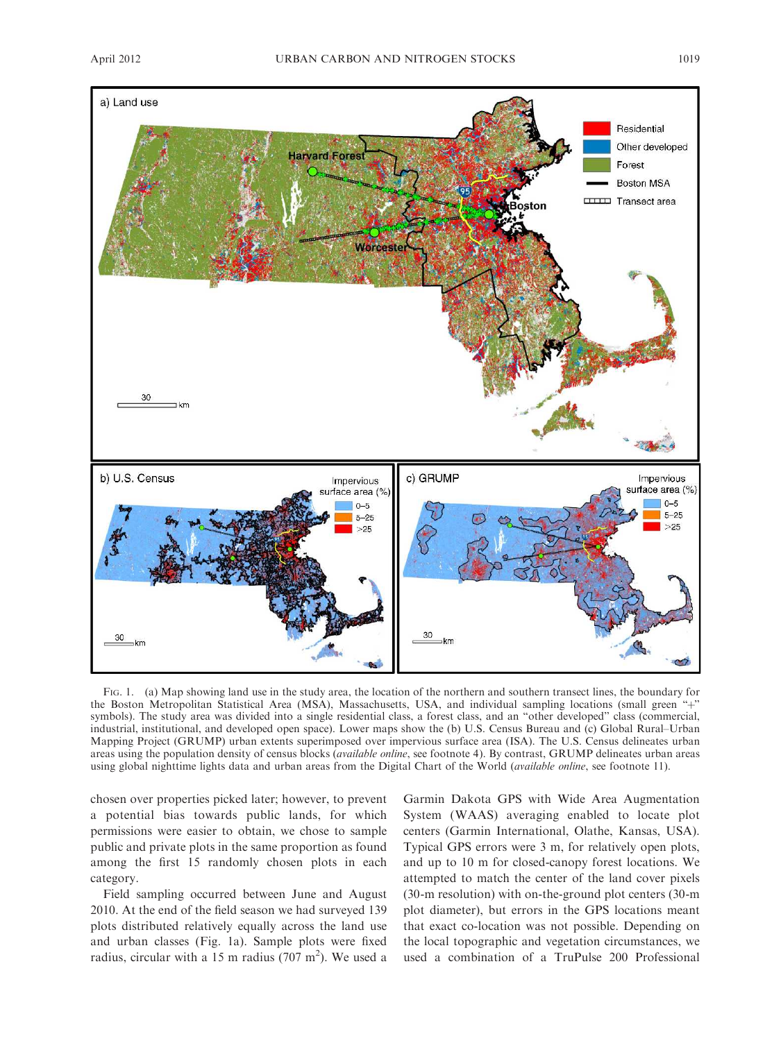FIG. 1. (a) Map showing land use in the study area, the location of the northern and southern transect lines, the boundary for the Boston Metropolitan Statistical Area (MSA), Massachusetts, USA, and individual sampling locations (small green "+" symbols). The study area was divided into a single residential class, a forest class, and an "other developed" class (commercial, industrial, institutional, and developed open space). Lower maps show the (b) U.S. Census Bureau and (c) Global Rural–Urban Mapping Project (GRUMP) urban extents superimposed over impervious surface area (ISA). The U.S. Census delineates urban areas using the population density of census blocks (*available online*, see footnote 4). By contrast, GRUMP delineates urban areas using global nighttime lights data and urban areas from the Digital Chart of the World (*available online*, see footnote 11).

chosen over properties picked later; however, to prevent a potential bias towards public lands, for which permissions were easier to obtain, we chose to sample public and private plots in the same proportion as found among the first 15 randomly chosen plots in each category.

Field sampling occurred between June and August 2010. At the end of the field season we had surveyed 139 plots distributed relatively equally across the land use and urban classes (Fig. 1a). Sample plots were fixed radius, circular with a 15 m radius (707 $m^2$). We used a Garmin Dakota GPS with Wide Area Augmentation System (WAAS) averaging enabled to locate plot centers (Garmin International, Olathe, Kansas, USA). Typical GPS errors were 3 m, for relatively open plots, and up to 10 m for closed-canopy forest locations. We attempted to match the center of the land cover pixels (30-m resolution) with on-the-ground plot centers (30-m plot diameter), but errors in the GPS locations meant that exact co-location was not possible. Depending on the local topographic and vegetation circumstances, we used a combination of a TruPulse 200 Professional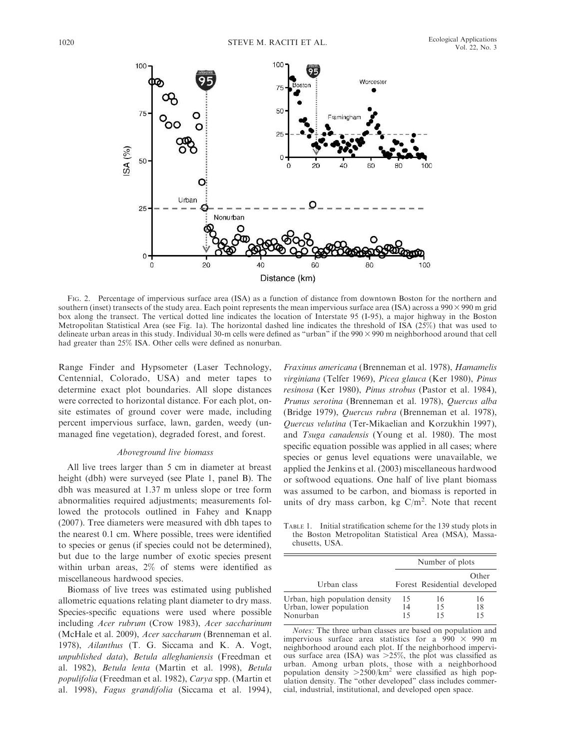FIG. 2. Percentage of impervious surface area (ISA) as a function of distance from downtown Boston for the northern and southern (inset) transects of the study area. Each point represents the mean impervious surface area (ISA) across a 990 × 990 m grid box along the transect. The vertical dotted line indicates the location of Interstate 95 (I-95), a major highway in the Boston Metropolitan Statistical Area (see Fig. 1a). The horizontal dashed line indicates the threshold of ISA (25%) that was used to delineate urban areas in this study. Individual 30-m cells were defined as "urban" if the 990 × 990 m neighborhood around that cell had greater than 25% ISA. Other cells were defined as nonurban.

Range Finder and Hypsometer (Laser Technology, Centennial, Colorado, USA) and meter tapes to determine exact plot boundaries. All slope distances were corrected to horizontal distance. For each plot, on-site estimates of ground cover were made, including percent impervious surface, lawn, garden, weedy (unmanaged fine vegetation), degraded forest, and forest.

### Aboveground live biomass

All live trees larger than 5 cm in diameter at breast height (dbh) were surveyed (see Plate 1, panel B). The dbh was measured at 1.37 m unless slope or tree form abnormalities required adjustments; measurements followed the protocols outlined in Fahey and Knapp (2007). Tree diameters were measured with dbh tapes to the nearest 0.1 cm. Where possible, trees were identified to species or genus (if species could not be determined), but due to the large number of exotic species present within urban areas, 2% of stems were identified as miscellaneous hardwood species.

Biomass of live trees was estimated using published allometric equations relating plant diameter to dry mass. Species-specific equations were used where possible including *Acer rubrum* (Crow 1983), *Acer saccharinum* (McHale et al. 2009), *Acer saccharum* (Brenneman et al. 1978), *Ailanthus* (T. G. Siccama and K. A. Vogt, *unpublished data*), *Betula alleghaniensis* (Freedman et al. 1982), *Betula lenta* (Martin et al. 1998), *Betula populifolia* (Freedman et al. 1982), *Carya* spp. (Martin et al. 1998), *Fagus grandifolia* (Siccama et al. 1994), *Fraxinus americana* (Brenneman et al. 1978), *Hamamelis virginiana* (Telfer 1969), *Picea glauca* (Ker 1980), *Pinus resinosa* (Ker 1980), *Pinus strobus* (Pastor et al. 1984), *Prunus serotina* (Brenneman et al. 1978), *Quercus alba* (Bridge 1979), *Quercus rubra* (Brenneman et al. 1978), *Quercus velutina* (Ter-Mikaelian and Korzukhin 1997), and *Tsuga canadensis* (Young et al. 1980). The most specific equation possible was applied in all cases; where species or genus level equations were unavailable, we applied the Jenkins et al. (2003) miscellaneous hardwood or softwood equations. One half of live plant biomass was assumed to be carbon, and biomass is reported in units of dry mass carbon, kg C/m$^2$. Note that recent

TABLE 1. Initial stratification scheme for the 139 study plots in the Boston Metropolitan Statistical Area (MSA), Massachusetts, USA.

| Urban class | Number of plots | | |
|---|---|---|---|
| | Forest | Residential | Other developed |
| Urban, high population density | 15 | 16 | 16 |
| Urban, lower population | 14 | 15 | 18 |
| Nonurban | 15 | 15 | 15 |

*Notes:* The three urban classes are based on population and impervious surface area statistics for a 990 × 990 m neighborhood around each plot. If the neighborhood impervious surface area (ISA) was >25%, the plot was classified as urban. Among urban plots, those with a neighborhood population density >2500/km$^2$ were classified as high population density. The "other developed" class includes commercial, industrial, institutional, and developed open space.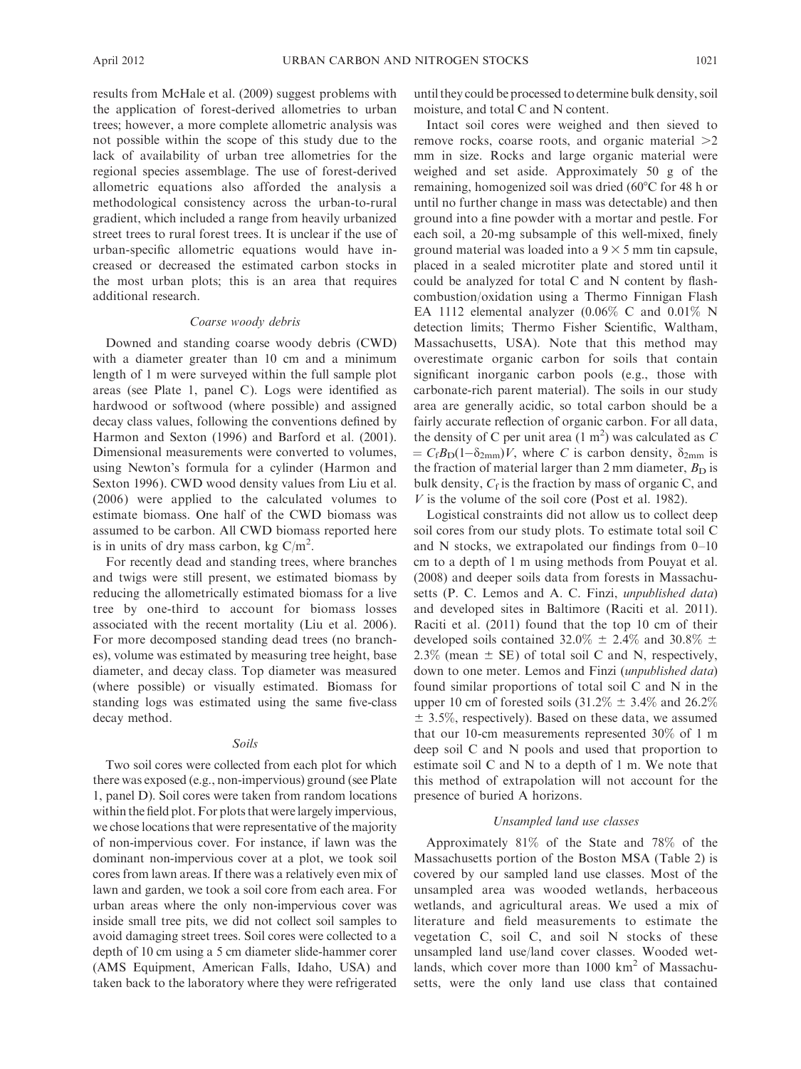results from McHale et al. (2009) suggest problems with the application of forest-derived allometries to urban trees; however, a more complete allometric analysis was not possible within the scope of this study due to the lack of availability of urban tree allometries for the regional species assemblage. The use of forest-derived allometric equations also afforded the analysis a methodological consistency across the urban-to-rural gradient, which included a range from heavily urbanized street trees to rural forest trees. It is unclear if the use of urban-specific allometric equations would have increased or decreased the estimated carbon stocks in the most urban plots; this is an area that requires additional research.

### *Coarse woody debris*

Downed and standing coarse woody debris (CWD) with a diameter greater than 10 cm and a minimum length of 1 m were surveyed within the full sample plot areas (see Plate 1, panel C). Logs were identified as hardwood or softwood (where possible) and assigned decay class values, following the conventions defined by Harmon and Sexton (1996) and Barford et al. (2001). Dimensional measurements were converted to volumes, using Newton's formula for a cylinder (Harmon and Sexton 1996). CWD wood density values from Liu et al. (2006) were applied to the calculated volumes to estimate biomass. One half of the CWD biomass was assumed to be carbon. All CWD biomass reported here is in units of dry mass carbon, kg C/m$^2$.

For recently dead and standing trees, where branches and twigs were still present, we estimated biomass by reducing the allometrically estimated biomass for a live tree by one-third to account for biomass losses associated with the recent mortality (Liu et al. 2006). For more decomposed standing dead trees (no branches), volume was estimated by measuring tree height, base diameter, and decay class. Top diameter was measured (where possible) or visually estimated. Biomass for standing logs was estimated using the same five-class decay method.

### *Soils*

Two soil cores were collected from each plot for which there was exposed (e.g., non-impervious) ground (see Plate 1, panel D). Soil cores were taken from random locations within the field plot. For plots that were largely impervious, we chose locations that were representative of the majority of non-impervious cover. For instance, if lawn was the dominant non-impervious cover at a plot, we took soil cores from lawn areas. If there was a relatively even mix of lawn and garden, we took a soil core from each area. For urban areas where the only non-impervious cover was inside small tree pits, we did not collect soil samples to avoid damaging street trees. Soil cores were collected to a depth of 10 cm using a 5 cm diameter slide-hammer corer (AMS Equipment, American Falls, Idaho, USA) and taken back to the laboratory where they were refrigerated until they could be processed to determine bulk density, soil moisture, and total C and N content.

Intact soil cores were weighed and then sieved to remove rocks, coarse roots, and organic material >2 mm in size. Rocks and large organic material were weighed and set aside. Approximately 50 g of the remaining, homogenized soil was dried (60°C for 48 h or until no further change in mass was detectable) and then ground into a fine powder with a mortar and pestle. For each soil, a 20-mg subsample of this well-mixed, finely ground material was loaded into a $9 \times 5$ mm tin capsule, placed in a sealed microtiter plate and stored until it could be analyzed for total C and N content by flash-combustion/oxidation using a Thermo Finnigan Flash EA 1112 elemental analyzer (0.06% C and 0.01% N detection limits; Thermo Fisher Scientific, Waltham, Massachusetts, USA). Note that this method may overestimate organic carbon for soils that contain significant inorganic carbon pools (e.g., those with carbonate-rich parent material). The soils in our study area are generally acidic, so total carbon should be a fairly accurate reflection of organic carbon. For all data, the density of C per unit area (1 m$^2$) was calculated as $C = C_f B_D (1 - \delta_{2mm}) V$, where $C$ is carbon density, $\delta_{2mm}$ is the fraction of material larger than 2 mm diameter, $B_D$ is bulk density, $C_f$ is the fraction by mass of organic C, and $V$ is the volume of the soil core (Post et al. 1982).

Logistical constraints did not allow us to collect deep soil cores from our study plots. To estimate total soil C and N stocks, we extrapolated our findings from 0–10 cm to a depth of 1 m using methods from Pouyat et al. (2008) and deeper soils data from forests in Massachusetts (P. C. Lemos and A. C. Finzi, *unpublished data*) and developed sites in Baltimore (Raciti et al. 2011). Raciti et al. (2011) found that the top 10 cm of their developed soils contained 32.0% ± 2.4% and 30.8% ± 2.3% (mean ± SE) of total soil C and N, respectively, down to one meter. Lemos and Finzi (*unpublished data*) found similar proportions of total soil C and N in the upper 10 cm of forested soils (31.2% ± 3.4% and 26.2% ± 3.5%, respectively). Based on these data, we assumed that our 10-cm measurements represented 30% of 1 m deep soil C and N pools and used that proportion to estimate soil C and N to a depth of 1 m. We note that this method of extrapolation will not account for the presence of buried A horizons.

### *Unsampled land use classes*

Approximately 81% of the State and 78% of the Massachusetts portion of the Boston MSA (Table 2) is covered by our sampled land use classes. Most of the unsampled area was wooded wetlands, herbaceous wetlands, and agricultural areas. We used a mix of literature and field measurements to estimate the vegetation C, soil C, and soil N stocks of these unsampled land use/land cover classes. Wooded wetlands, which cover more than 1000 km$^2$ of Massachusetts, were the only land use class that contained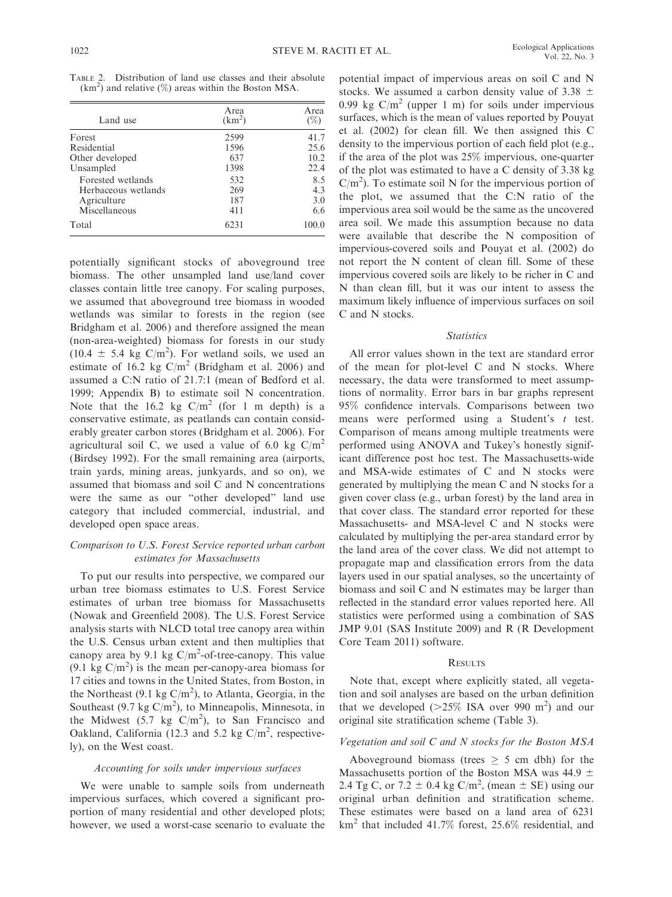TABLE 2. Distribution of land use classes and their absolute ($km^2$) and relative (%) areas within the Boston MSA.

| Land use | Area ($km^2$) | Area (%) |
|---|---|---|
| Forest | 2599 | 41.7 |
| Residential | 1596 | 25.6 |
| Other developed | 637 | 10.2 |
| Unsampled | 1398 | 22.4 |
| Forested wetlands | 532 | 8.5 |
| Herbaceous wetlands | 269 | 4.3 |
| Agriculture | 187 | 3.0 |
| Miscellaneous | 411 | 6.6 |
| Total | 6231 | 100.0 |

potentially significant stocks of aboveground tree biomass. The other unsampled land use/land cover classes contain little tree canopy. For scaling purposes, we assumed that aboveground tree biomass in wooded wetlands was similar to forests in the region (see Bridgham et al. 2006) and therefore assigned the mean (non-area-weighted) biomass for forests in our study ($10.4 \pm 5.4$ kg C/$m^2$). For wetland soils, we used an estimate of 16.2 kg C/$m^2$ (Bridgham et al. 2006) and assumed a C:N ratio of 21.7:1 (mean of Bedford et al. 1999; Appendix B) to estimate soil N concentration. Note that the 16.2 kg C/$m^2$ (for 1 m depth) is a conservative estimate, as peatlands can contain considerably greater carbon stores (Bridgham et al. 2006). For agricultural soil C, we used a value of 6.0 kg C/$m^2$ (Birdsey 1992). For the small remaining area (airports, train yards, mining areas, junkyards, and so on), we assumed that biomass and soil C and N concentrations were the same as our "other developed" land use category that included commercial, industrial, and developed open space areas.

### *Comparison to U.S. Forest Service reported urban carbon estimates for Massachusetts*

To put our results into perspective, we compared our urban tree biomass estimates to U.S. Forest Service estimates of urban tree biomass for Massachusetts (Nowak and Greenfield 2008). The U.S. Forest Service analysis starts with NLCD total tree canopy area within the U.S. Census urban extent and then multiplies that canopy area by 9.1 kg C/$m^2$-of-tree-canopy. This value (9.1 kg C/$m^2$) is the mean per-canopy-area biomass for 17 cities and towns in the United States, from Boston, in the Northeast (9.1 kg C/$m^2$), to Atlanta, Georgia, in the Southeast (9.7 kg C/$m^2$), to Minneapolis, Minnesota, in the Midwest (5.7 kg C/$m^2$), to San Francisco and Oakland, California (12.3 and 5.2 kg C/$m^2$, respectively), on the West coast.

### *Accounting for soils under impervious surfaces*

We were unable to sample soils from underneath impervious surfaces, which covered a significant proportion of many residential and other developed plots; however, we used a worst-case scenario to evaluate the potential impact of impervious areas on soil C and N stocks. We assumed a carbon density value of $3.38 \pm 0.99$ kg C/$m^2$ (upper 1 m) for soils under impervious surfaces, which is the mean of values reported by Pouyat et al. (2002) for clean fill. We then assigned this C density to the impervious portion of each field plot (e.g., if the area of the plot was 25% impervious, one-quarter of the plot was estimated to have a C density of 3.38 kg C/$m^2$). To estimate soil N for the impervious portion of the plot, we assumed that the C:N ratio of the impervious area soil would be the same as the uncovered area soil. We made this assumption because no data were available that describe the N composition of impervious-covered soils and Pouyat et al. (2002) do not report the N content of clean fill. Some of these impervious covered soils are likely to be richer in C and N than clean fill, but it was our intent to assess the maximum likely influence of impervious surfaces on soil C and N stocks.

### *Statistics*

All error values shown in the text are standard error of the mean for plot-level C and N stocks. Where necessary, the data were transformed to meet assumptions of normality. Error bars in bar graphs represent 95% confidence intervals. Comparisons between two means were performed using a Student's *t* test. Comparison of means among multiple treatments were performed using ANOVA and Tukey's honestly significant difference post hoc test. The Massachusetts-wide and MSA-wide estimates of C and N stocks were generated by multiplying the mean C and N stocks for a given cover class (e.g., urban forest) by the land area in that cover class. The standard error reported for these Massachusetts- and MSA-level C and N stocks were calculated by multiplying the per-area standard error by the land area of the cover class. We did not attempt to propagate map and classification errors from the data layers used in our spatial analyses, so the uncertainty of biomass and soil C and N estimates may be larger than reflected in the standard error values reported here. All statistics were performed using a combination of SAS JMP 9.01 (SAS Institute 2009) and R (R Development Core Team 2011) software.

## RESULTS

Note that, except where explicitly stated, all vegetation and soil analyses are based on the urban definition that we developed (>25% ISA over 990 $m^2$) and our original site stratification scheme (Table 3).

### *Vegetation and soil C and N stocks for the Boston MSA*

Aboveground biomass (trees $\geq$ 5 cm dbh) for the Massachusetts portion of the Boston MSA was $44.9 \pm 2.4$ Tg C, or $7.2 \pm 0.4$ kg C/$m^2$, (mean $\pm$ SE) using our original urban definition and stratification scheme. These estimates were based on a land area of 6231 $km^2$ that included 41.7% forest, 25.6% residential, and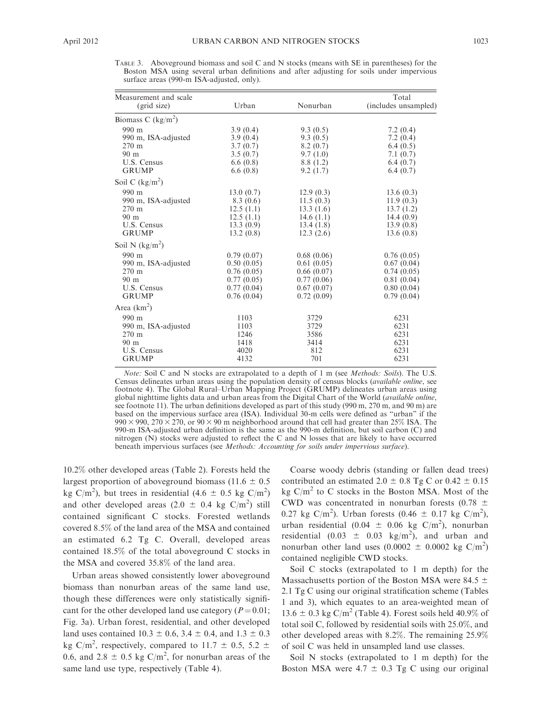TABLE 3. Aboveground biomass and soil C and N stocks (means with SE in parentheses) for the Boston MSA using several urban definitions and after adjusting for soils under impervious surface areas (990-m ISA-adjusted, only).

| Measurement and scale (grid size) | Urban | Nonurban | Total (includes unsampled) |
|---|---|---|---|
| Biomass C (kg/m$^2$) | | | |
| 990 m | 3.9 (0.4) | 9.3 (0.5) | 7.2 (0.4) |
| 990 m, ISA-adjusted | 3.9 (0.4) | 9.3 (0.5) | 7.2 (0.4) |
| 270 m | 3.7 (0.7) | 8.2 (0.7) | 6.4 (0.5) |
| 90 m | 3.5 (0.7) | 9.7 (1.0) | 7.1 (0.7) |
| U.S. Census | 6.6 (0.8) | 8.8 (1.2) | 6.4 (0.7) |
| GRUMP | 6.6 (0.8) | 9.2 (1.7) | 6.4 (0.7) |
| Soil C (kg/m$^2$) | | | |
| 990 m | 13.0 (0.7) | 12.9 (0.3) | 13.6 (0.3) |
| 990 m, ISA-adjusted | 8.3 (0.6) | 11.5 (0.3) | 11.9 (0.3) |
| 270 m | 12.5 (1.1) | 13.3 (1.6) | 13.7 (1.2) |
| 90 m | 12.5 (1.1) | 14.6 (1.1) | 14.4 (0.9) |
| U.S. Census | 13.3 (0.9) | 13.4 (1.8) | 13.9 (0.8) |
| GRUMP | 13.2 (0.8) | 12.3 (2.6) | 13.6 (0.8) |
| Soil N (kg/m$^2$) | | | |
| 990 m | 0.79 (0.07) | 0.68 (0.06) | 0.76 (0.05) |
| 990 m, ISA-adjusted | 0.50 (0.05) | 0.61 (0.05) | 0.67 (0.04) |
| 270 m | 0.76 (0.05) | 0.66 (0.07) | 0.74 (0.05) |
| 90 m | 0.77 (0.05) | 0.77 (0.06) | 0.81 (0.04) |
| U.S. Census | 0.77 (0.04) | 0.67 (0.07) | 0.80 (0.04) |
| GRUMP | 0.76 (0.04) | 0.72 (0.09) | 0.79 (0.04) |
| Area (km$^2$) | | | |
| 990 m | 1103 | 3729 | 6231 |
| 990 m, ISA-adjusted | 1103 | 3729 | 6231 |
| 270 m | 1246 | 3586 | 6231 |
| 90 m | 1418 | 3414 | 6231 |
| U.S. Census | 4020 | 812 | 6231 |
| GRUMP | 4132 | 701 | 6231 |

*Note:* Soil C and N stocks are extrapolated to a depth of 1 m (see *Methods: Soils*). The U.S. Census delineates urban areas using the population density of census blocks (*available online*, see footnote 4). The Global Rural–Urban Mapping Project (GRUMP) delineates urban areas using global nighttime lights data and urban areas from the Digital Chart of the World (*available online*, see footnote 11). The urban definitions developed as part of this study (990 m, 270 m, and 90 m) are based on the impervious surface area (ISA). Individual 30-m cells were defined as "urban" if the $990 \times 990$, $270 \times 270$, or $90 \times 90$ m neighborhood around that cell had greater than 25% ISA. The 990-m ISA-adjusted urban definition is the same as the 990-m definition, but soil carbon (C) and nitrogen (N) stocks were adjusted to reflect the C and N losses that are likely to have occurred beneath impervious surfaces (see *Methods: Accounting for soils under impervious surface*).

10.2% other developed areas (Table 2). Forests held the largest proportion of aboveground biomass ($11.6 \pm 0.5$ kg C/m$^2$), but trees in residential ($4.6 \pm 0.5$ kg C/m$^2$) and other developed areas ($2.0 \pm 0.4$ kg C/m$^2$) still contained significant C stocks. Forested wetlands covered 8.5% of the land area of the MSA and contained an estimated 6.2 Tg C. Overall, developed areas contained 18.5% of the total aboveground C stocks in the MSA and covered 35.8% of the land area.

Urban areas showed consistently lower aboveground biomass than nonurban areas of the same land use, though these differences were only statistically significant for the other developed land use category ($P = 0.01$; Fig. 3a). Urban forest, residential, and other developed land uses contained $10.3 \pm 0.6$, $3.4 \pm 0.4$, and $1.3 \pm 0.3$ kg C/m$^2$, respectively, compared to $11.7 \pm 0.5$, $5.2 \pm 0.6$, and $2.8 \pm 0.5$ kg C/m$^2$, for nonurban areas of the same land use type, respectively (Table 4).

Coarse woody debris (standing or fallen dead trees) contributed an estimated $2.0 \pm 0.8$ Tg C or $0.42 \pm 0.15$ kg C/m$^2$ to C stocks in the Boston MSA. Most of the CWD was concentrated in nonurban forests ($0.78 \pm 0.27$ kg C/m$^2$). Urban forests ($0.46 \pm 0.17$ kg C/m$^2$), urban residential ($0.04 \pm 0.06$ kg C/m$^2$), nonurban residential ($0.03 \pm 0.03$ kg/m$^2$), and urban and nonurban other land uses ($0.0002 \pm 0.0002$ kg C/m$^2$) contained negligible CWD stocks.

Soil C stocks (extrapolated to 1 m depth) for the Massachusetts portion of the Boston MSA were $84.5 \pm 2.1$ Tg C using our original stratification scheme (Tables 1 and 3), which equates to an area-weighted mean of $13.6 \pm 0.3$ kg C/m$^2$ (Table 4). Forest soils held 40.9% of total soil C, followed by residential soils with 25.0%, and other developed areas with 8.2%. The remaining 25.9% of soil C was held in unsampled land use classes.

Soil N stocks (extrapolated to 1 m depth) for the Boston MSA were $4.7 \pm 0.3$ Tg C using our original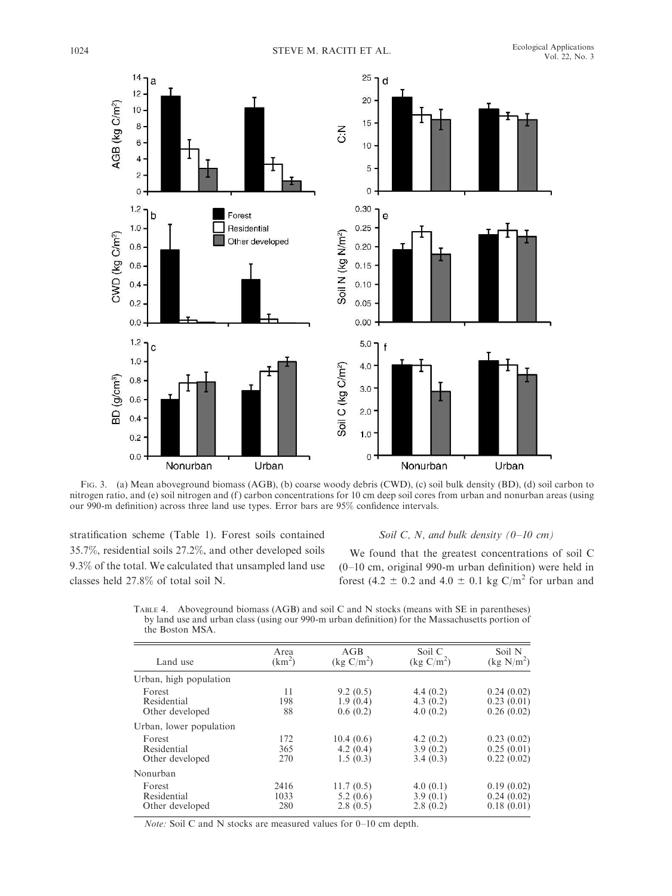FIG. 3. (a) Mean aboveground biomass (AGB), (b) coarse woody debris (CWD), (c) soil bulk density (BD), (d) soil carbon to nitrogen ratio, and (e) soil nitrogen and (f) carbon concentrations for 10 cm deep soil cores from urban and nonurban areas (using our 990-m definition) across three land use types. Error bars are 95% confidence intervals.

stratification scheme (Table 1). Forest soils contained 35.7%, residential soils 27.2%, and other developed soils 9.3% of the total. We calculated that unsampled land use classes held 27.8% of total soil N.

### *Soil C, N, and bulk density (0–10 cm)*

We found that the greatest concentrations of soil C (0–10 cm, original 990-m urban definition) were held in forest ($4.2 \pm 0.2$ and $4.0 \pm 0.1$ kg C/m$^2$ for urban and

TABLE 4. Aboveground biomass (AGB) and soil C and N stocks (means with SE in parentheses) by land use and urban class (using our 990-m urban definition) for the Massachusetts portion of the Boston MSA.

| Land use | Area (km$^2$) | AGB (kg C/m$^2$) | Soil C (kg C/m$^2$) | Soil N (kg N/m$^2$) |
|---|---|---|---|---|
| Urban, high population | | | | |
| Forest | 11 | 9.2 (0.5) | 4.4 (0.2) | 0.24 (0.02) |
| Residential | 198 | 1.9 (0.4) | 4.3 (0.2) | 0.23 (0.01) |
| Other developed | 88 | 0.6 (0.2) | 4.0 (0.2) | 0.26 (0.02) |
| Urban, lower population | | | | |
| Forest | 172 | 10.4 (0.6) | 4.2 (0.2) | 0.23 (0.02) |
| Residential | 365 | 4.2 (0.4) | 3.9 (0.2) | 0.25 (0.01) |
| Other developed | 270 | 1.5 (0.3) | 3.4 (0.3) | 0.22 (0.02) |
| Nonurban | | | | |
| Forest | 2416 | 11.7 (0.5) | 4.0 (0.1) | 0.19 (0.02) |
| Residential | 1033 | 5.2 (0.6) | 3.9 (0.1) | 0.24 (0.02) |
| Other developed | 280 | 2.8 (0.5) | 2.8 (0.2) | 0.18 (0.01) |

*Note:* Soil C and N stocks are measured values for 0–10 cm depth.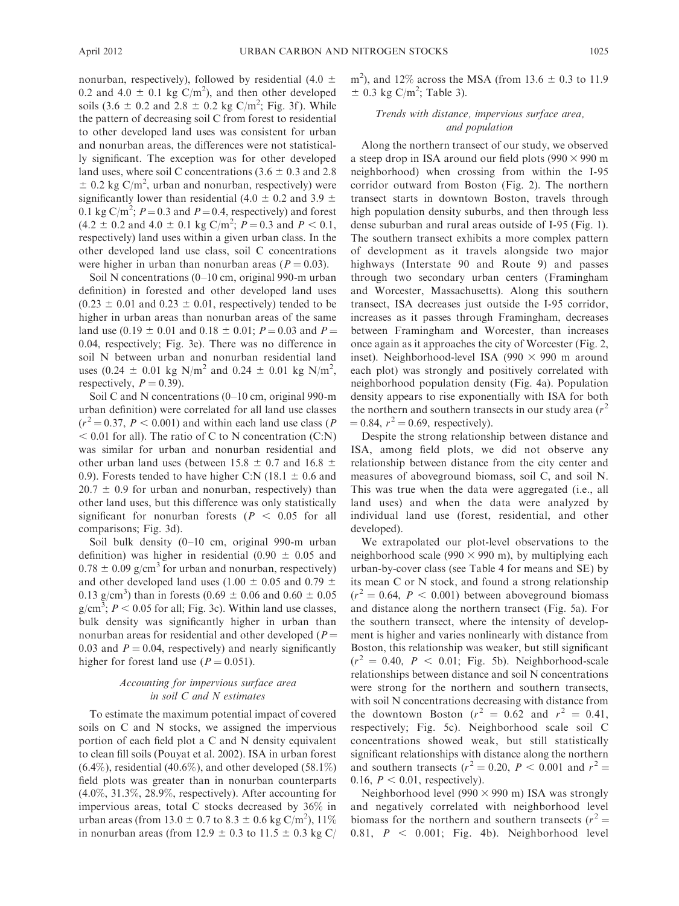nonurban, respectively), followed by residential (4.0 ± 0.2 and 4.0 ± 0.1 kg C/m$^2$), and then other developed soils (3.6 ± 0.2 and 2.8 ± 0.2 kg C/m$^2$; Fig. 3f). While the pattern of decreasing soil C from forest to residential to other developed land uses was consistent for urban and nonurban areas, the differences were not statistically significant. The exception was for other developed land uses, where soil C concentrations (3.6 ± 0.3 and 2.8 ± 0.2 kg C/m$^2$, urban and nonurban, respectively) were significantly lower than residential (4.0 ± 0.2 and 3.9 ± 0.1 kg C/m$^2$; $P = 0.3$ and $P = 0.4$, respectively) and forest (4.2 ± 0.2 and 4.0 ± 0.1 kg C/m$^2$; $P = 0.3$ and $P < 0.1$, respectively) land uses within a given urban class. In the other developed land use class, soil C concentrations were higher in urban than nonurban areas ($P = 0.03$).

Soil N concentrations (0–10 cm, original 990-m urban definition) in forested and other developed land uses (0.23 ± 0.01 and 0.23 ± 0.01, respectively) tended to be higher in urban areas than nonurban areas of the same land use (0.19 ± 0.01 and 0.18 ± 0.01; $P = 0.03$ and $P = 0.04$, respectively; Fig. 3e). There was no difference in soil N between urban and nonurban residential land uses (0.24 ± 0.01 kg N/m$^2$ and 0.24 ± 0.01 kg N/m$^2$, respectively, $P = 0.39$).

Soil C and N concentrations (0–10 cm, original 990-m urban definition) were correlated for all land use classes ($r^2 = 0.37$, $P < 0.001$) and within each land use class ($P < 0.01$ for all). The ratio of C to N concentration (C:N) was similar for urban and nonurban residential and other urban land uses (between 15.8 ± 0.7 and 16.8 ± 0.9). Forests tended to have higher C:N (18.1 ± 0.6 and 20.7 ± 0.9 for urban and nonurban, respectively) than other land uses, but this difference was only statistically significant for nonurban forests ($P < 0.05$ for all comparisons; Fig. 3d).

Soil bulk density (0–10 cm, original 990-m urban definition) was higher in residential (0.90 ± 0.05 and 0.78 ± 0.09 g/cm$^3$ for urban and nonurban, respectively) and other developed land uses (1.00 ± 0.05 and 0.79 ± 0.13 g/cm$^3$) than in forests (0.69 ± 0.06 and 0.60 ± 0.05 g/cm$^3$; $P < 0.05$ for all; Fig. 3c). Within land use classes, bulk density was significantly higher in urban than nonurban areas for residential and other developed ($P = 0.03$ and $P = 0.04$, respectively) and nearly significantly higher for forest land use ($P = 0.051$).

### *Accounting for impervious surface area in soil C and N estimates*

To estimate the maximum potential impact of covered soils on C and N stocks, we assigned the impervious portion of each field plot a C and N density equivalent to clean fill soils (Pouyat et al. 2002). ISA in urban forest (6.4%), residential (40.6%), and other developed (58.1%) field plots was greater than in nonurban counterparts (4.0%, 31.3%, 28.9%, respectively). After accounting for impervious areas, total C stocks decreased by 36% in urban areas (from 13.0 ± 0.7 to 8.3 ± 0.6 kg C/m$^2$), 11% in nonurban areas (from 12.9 ± 0.3 to 11.5 ± 0.3 kg C/m$^2$), and 12% across the MSA (from 13.6 ± 0.3 to 11.9 ± 0.3 kg C/m$^2$; Table 3).

### *Trends with distance, impervious surface area, and population*

Along the northern transect of our study, we observed a steep drop in ISA around our field plots (990 × 990 m neighborhood) when crossing from within the I-95 corridor outward from Boston (Fig. 2). The northern transect starts in downtown Boston, travels through high population density suburbs, and then through less dense suburban and rural areas outside of I-95 (Fig. 1). The southern transect exhibits a more complex pattern of development as it travels alongside two major highways (Interstate 90 and Route 9) and passes through two secondary urban centers (Framingham and Worcester, Massachusetts). Along this southern transect, ISA decreases just outside the I-95 corridor, increases as it passes through Framingham, decreases between Framingham and Worcester, than increases once again as it approaches the city of Worcester (Fig. 2, inset). Neighborhood-level ISA (990 × 990 m around each plot) was strongly and positively correlated with neighborhood population density (Fig. 4a). Population density appears to rise exponentially with ISA for both the northern and southern transects in our study area ($r^2 = 0.84$, $r^2 = 0.69$, respectively).

Despite the strong relationship between distance and ISA, among field plots, we did not observe any relationship between distance from the city center and measures of aboveground biomass, soil C, and soil N. This was true when the data were aggregated (i.e., all land uses) and when the data were analyzed by individual land use (forest, residential, and other developed).

We extrapolated our plot-level observations to the neighborhood scale (990 × 990 m), by multiplying each urban-by-cover class (see Table 4 for means and SE) by its mean C or N stock, and found a strong relationship ($r^2 = 0.64$, $P < 0.001$) between aboveground biomass and distance along the northern transect (Fig. 5a). For the southern transect, where the intensity of development is higher and varies nonlinearly with distance from Boston, this relationship was weaker, but still significant ($r^2 = 0.40$, $P < 0.01$; Fig. 5b). Neighborhood-scale relationships between distance and soil N concentrations were strong for the northern and southern transects, with soil N concentrations decreasing with distance from the downtown Boston ($r^2 = 0.62$ and $r^2 = 0.41$, respectively; Fig. 5c). Neighborhood scale soil C concentrations showed weak, but still statistically significant relationships with distance along the northern and southern transects ($r^2 = 0.20$, $P < 0.001$ and $r^2 = 0.16$, $P < 0.01$, respectively).

Neighborhood level (990 × 990 m) ISA was strongly and negatively correlated with neighborhood level biomass for the northern and southern transects ($r^2 = 0.81$, $P < 0.001$; Fig. 4b). Neighborhood level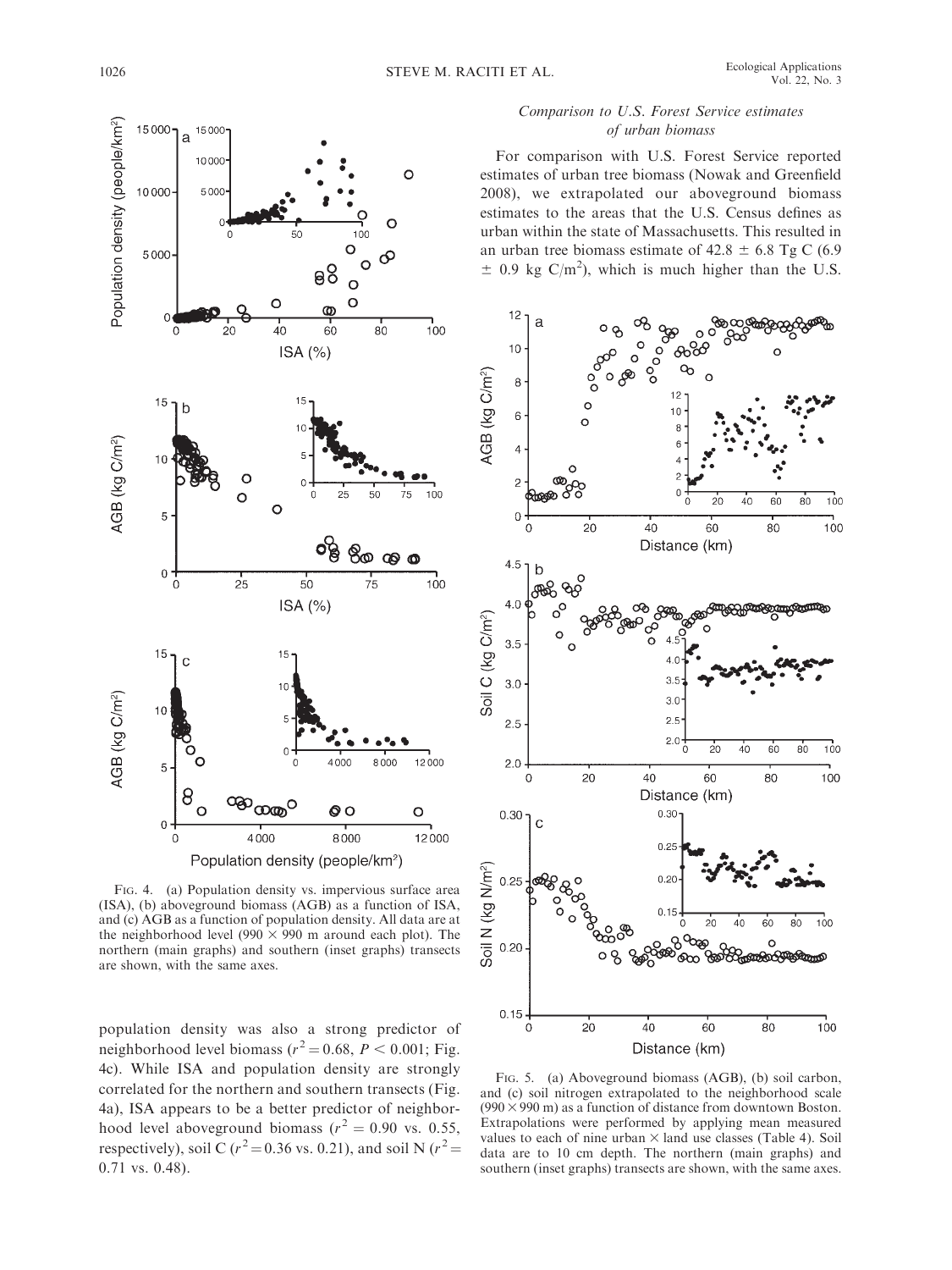Fig. 4. (a) Population density vs. impervious surface area (ISA), (b) aboveground biomass (AGB) as a function of ISA, and (c) AGB as a function of population density. All data are at the neighborhood level (990 × 990 m around each plot). The northern (main graphs) and southern (inset graphs) transects are shown, with the same axes.

population density was also a strong predictor of neighborhood level biomass ($r^2 = 0.68$, $P < 0.001$; Fig. 4c). While ISA and population density are strongly correlated for the northern and southern transects (Fig. 4a), ISA appears to be a better predictor of neighborhood level aboveground biomass ($r^2 = 0.90$ vs. 0.55, respectively), soil C ($r^2 = 0.36$ vs. 0.21), and soil N ($r^2 = 0.71$ vs. 0.48).

### *Comparison to U.S. Forest Service estimates of urban biomass*

For comparison with U.S. Forest Service reported estimates of urban tree biomass (Nowak and Greenfield 2008), we extrapolated our aboveground biomass estimates to the areas that the U.S. Census defines as urban within the state of Massachusetts. This resulted in an urban tree biomass estimate of 42.8 ± 6.8 Tg C (6.9 ± 0.9 kg C/m²), which is much higher than the U.S.

Fig. 5. (a) Aboveground biomass (AGB), (b) soil carbon, and (c) soil nitrogen extrapolated to the neighborhood scale (990 × 990 m) as a function of distance from downtown Boston. Extrapolations were performed by applying mean measured values to each of nine urban × land use classes (Table 4). Soil data are to 10 cm depth. The northern (main graphs) and southern (inset graphs) transects are shown, with the same axes.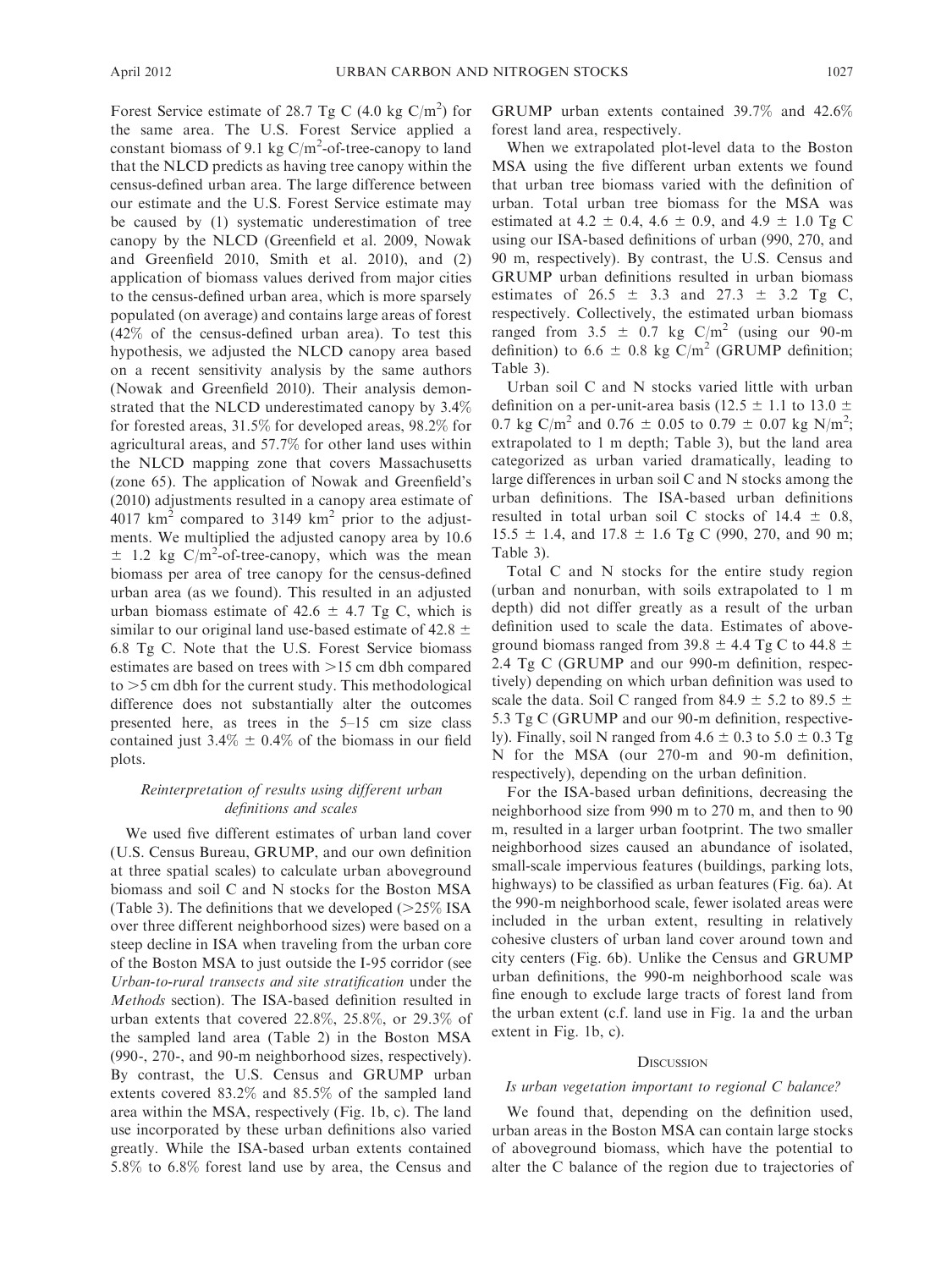Forest Service estimate of 28.7 Tg C (4.0 kg C/m$^2$) for the same area. The U.S. Forest Service applied a constant biomass of 9.1 kg C/m$^2$-of-tree-canopy to land that the NLCD predicts as having tree canopy within the census-defined urban area. The large difference between our estimate and the U.S. Forest Service estimate may be caused by (1) systematic underestimation of tree canopy by the NLCD (Greenfield et al. 2009, Nowak and Greenfield 2010, Smith et al. 2010), and (2) application of biomass values derived from major cities to the census-defined urban area, which is more sparsely populated (on average) and contains large areas of forest (42% of the census-defined urban area). To test this hypothesis, we adjusted the NLCD canopy area based on a recent sensitivity analysis by the same authors (Nowak and Greenfield 2010). Their analysis demonstrated that the NLCD underestimated canopy by 3.4% for forested areas, 31.5% for developed areas, 98.2% for agricultural areas, and 57.7% for other land uses within the NLCD mapping zone that covers Massachusetts (zone 65). The application of Nowak and Greenfield's (2010) adjustments resulted in a canopy area estimate of 4017 km$^2$ compared to 3149 km$^2$ prior to the adjustments. We multiplied the adjusted canopy area by 10.6 $\pm$ 1.2 kg C/m$^2$-of-tree-canopy, which was the mean biomass per area of tree canopy for the census-defined urban area (as we found). This resulted in an adjusted urban biomass estimate of 42.6 $\pm$ 4.7 Tg C, which is similar to our original land use-based estimate of 42.8 $\pm$ 6.8 Tg C. Note that the U.S. Forest Service biomass estimates are based on trees with >15 cm dbh compared to >5 cm dbh for the current study. This methodological difference does not substantially alter the outcomes presented here, as trees in the 5–15 cm size class contained just 3.4% $\pm$ 0.4% of the biomass in our field plots.

### *Reinterpretation of results using different urban definitions and scales*

We used five different estimates of urban land cover (U.S. Census Bureau, GRUMP, and our own definition at three spatial scales) to calculate urban aboveground biomass and soil C and N stocks for the Boston MSA (Table 3). The definitions that we developed (>25% ISA over three different neighborhood sizes) were based on a steep decline in ISA when traveling from the urban core of the Boston MSA to just outside the I-95 corridor (see *Urban-to-rural transects and site stratification* under the *Methods* section). The ISA-based definition resulted in urban extents that covered 22.8%, 25.8%, or 29.3% of the sampled land area (Table 2) in the Boston MSA (990-, 270-, and 90-m neighborhood sizes, respectively). By contrast, the U.S. Census and GRUMP urban extents covered 83.2% and 85.5% of the sampled land area within the MSA, respectively (Fig. 1b, c). The land use incorporated by these urban definitions also varied greatly. While the ISA-based urban extents contained 5.8% to 6.8% forest land use by area, the Census and GRUMP urban extents contained 39.7% and 42.6% forest land area, respectively.

When we extrapolated plot-level data to the Boston MSA using the five different urban extents we found that urban tree biomass varied with the definition of urban. Total urban tree biomass for the MSA was estimated at 4.2 $\pm$ 0.4, 4.6 $\pm$ 0.9, and 4.9 $\pm$ 1.0 Tg C using our ISA-based definitions of urban (990, 270, and 90 m, respectively). By contrast, the U.S. Census and GRUMP urban definitions resulted in urban biomass estimates of 26.5 $\pm$ 3.3 and 27.3 $\pm$ 3.2 Tg C, respectively. Collectively, the estimated urban biomass ranged from 3.5 $\pm$ 0.7 kg C/m$^2$ (using our 90-m definition) to 6.6 $\pm$ 0.8 kg C/m$^2$ (GRUMP definition; Table 3).

Urban soil C and N stocks varied little with urban definition on a per-unit-area basis (12.5 $\pm$ 1.1 to 13.0 $\pm$ 0.7 kg C/m$^2$ and 0.76 $\pm$ 0.05 to 0.79 $\pm$ 0.07 kg N/m$^2$; extrapolated to 1 m depth; Table 3), but the land area categorized as urban varied dramatically, leading to large differences in urban soil C and N stocks among the urban definitions. The ISA-based urban definitions resulted in total urban soil C stocks of 14.4 $\pm$ 0.8, 15.5 $\pm$ 1.4, and 17.8 $\pm$ 1.6 Tg C (990, 270, and 90 m; Table 3).

Total C and N stocks for the entire study region (urban and nonurban, with soils extrapolated to 1 m depth) did not differ greatly as a result of the urban definition used to scale the data. Estimates of aboveground biomass ranged from 39.8 $\pm$ 4.4 Tg C to 44.8 $\pm$ 2.4 Tg C (GRUMP and our 990-m definition, respectively) depending on which urban definition was used to scale the data. Soil C ranged from 84.9 $\pm$ 5.2 to 89.5 $\pm$ 5.3 Tg C (GRUMP and our 90-m definition, respectively). Finally, soil N ranged from 4.6 $\pm$ 0.3 to 5.0 $\pm$ 0.3 Tg N for the MSA (our 270-m and 90-m definition, respectively), depending on the urban definition.

For the ISA-based urban definitions, decreasing the neighborhood size from 990 m to 270 m, and then to 90 m, resulted in a larger urban footprint. The two smaller neighborhood sizes caused an abundance of isolated, small-scale impervious features (buildings, parking lots, highways) to be classified as urban features (Fig. 6a). At the 990-m neighborhood scale, fewer isolated areas were included in the urban extent, resulting in relatively cohesive clusters of urban land cover around town and city centers (Fig. 6b). Unlike the Census and GRUMP urban definitions, the 990-m neighborhood scale was fine enough to exclude large tracts of forest land from the urban extent (c.f. land use in Fig. 1a and the urban extent in Fig. 1b, c).

## Discussion

### *Is urban vegetation important to regional C balance?*

We found that, depending on the definition used, urban areas in the Boston MSA can contain large stocks of aboveground biomass, which have the potential to alter the C balance of the region due to trajectories of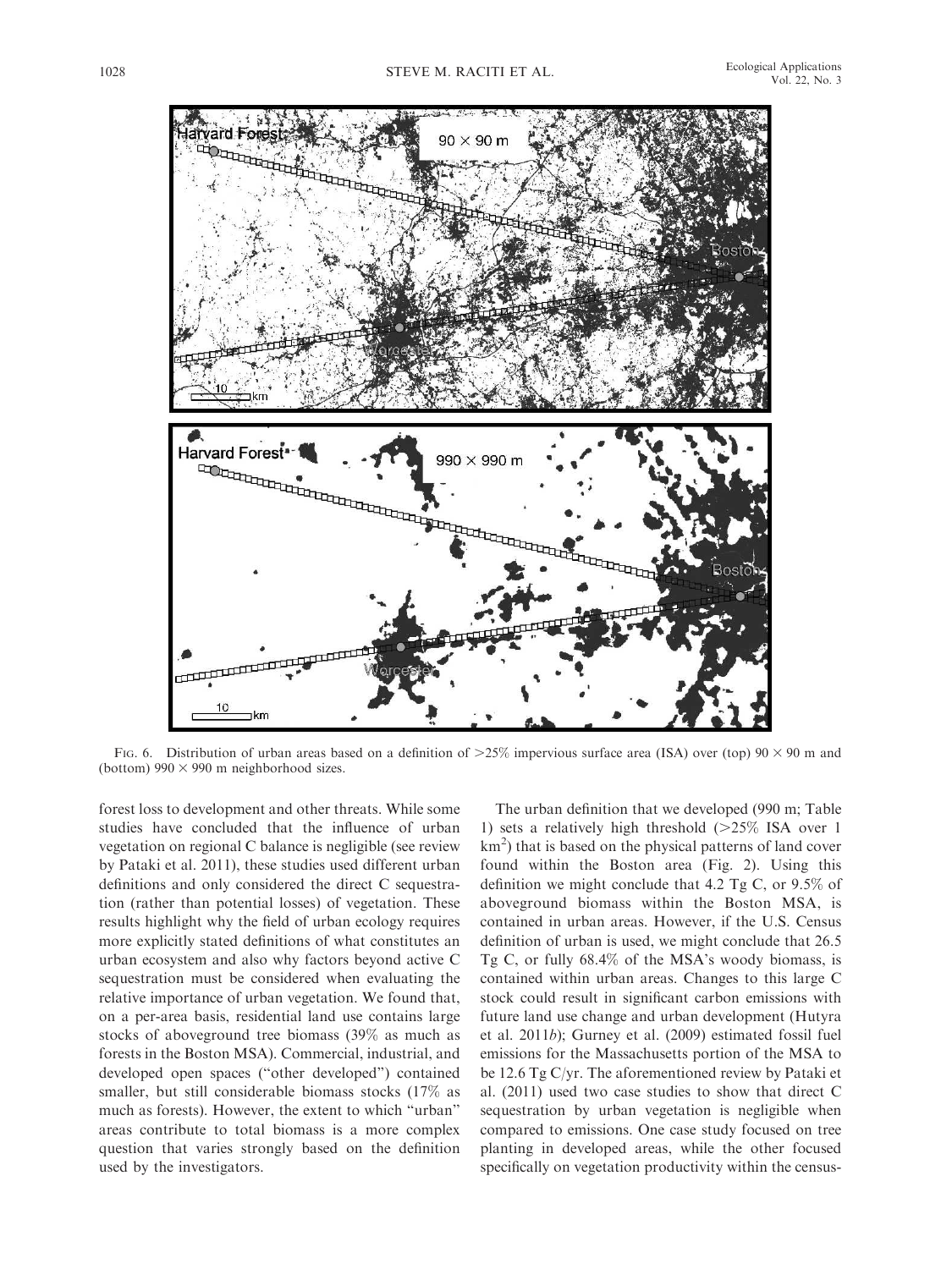FIG. 6. Distribution of urban areas based on a definition of >25% impervious surface area (ISA) over (top) 90 × 90 m and (bottom) 990 × 990 m neighborhood sizes.

forest loss to development and other threats. While some studies have concluded that the influence of urban vegetation on regional C balance is negligible (see review by Pataki et al. 2011), these studies used different urban definitions and only considered the direct C sequestration (rather than potential losses) of vegetation. These results highlight why the field of urban ecology requires more explicitly stated definitions of what constitutes an urban ecosystem and also why factors beyond active C sequestration must be considered when evaluating the relative importance of urban vegetation. We found that, on a per-area basis, residential land use contains large stocks of aboveground tree biomass (39% as much as forests in the Boston MSA). Commercial, industrial, and developed open spaces ("other developed") contained smaller, but still considerable biomass stocks (17% as much as forests). However, the extent to which "urban" areas contribute to total biomass is a more complex question that varies strongly based on the definition used by the investigators.

The urban definition that we developed (990 m; Table 1) sets a relatively high threshold (>25% ISA over 1 $km^2$) that is based on the physical patterns of land cover found within the Boston area (Fig. 2). Using this definition we might conclude that 4.2 Tg C, or 9.5% of aboveground biomass within the Boston MSA, is contained in urban areas. However, if the U.S. Census definition of urban is used, we might conclude that 26.5 Tg C, or fully 68.4% of the MSA's woody biomass, is contained within urban areas. Changes to this large C stock could result in significant carbon emissions with future land use change and urban development (Hutyra et al. 2011*b*); Gurney et al. (2009) estimated fossil fuel emissions for the Massachusetts portion of the MSA to be 12.6 Tg C/yr. The aforementioned review by Pataki et al. (2011) used two case studies to show that direct C sequestration by urban vegetation is negligible when compared to emissions. One case study focused on tree planting in developed areas, while the other focused specifically on vegetation productivity within the census-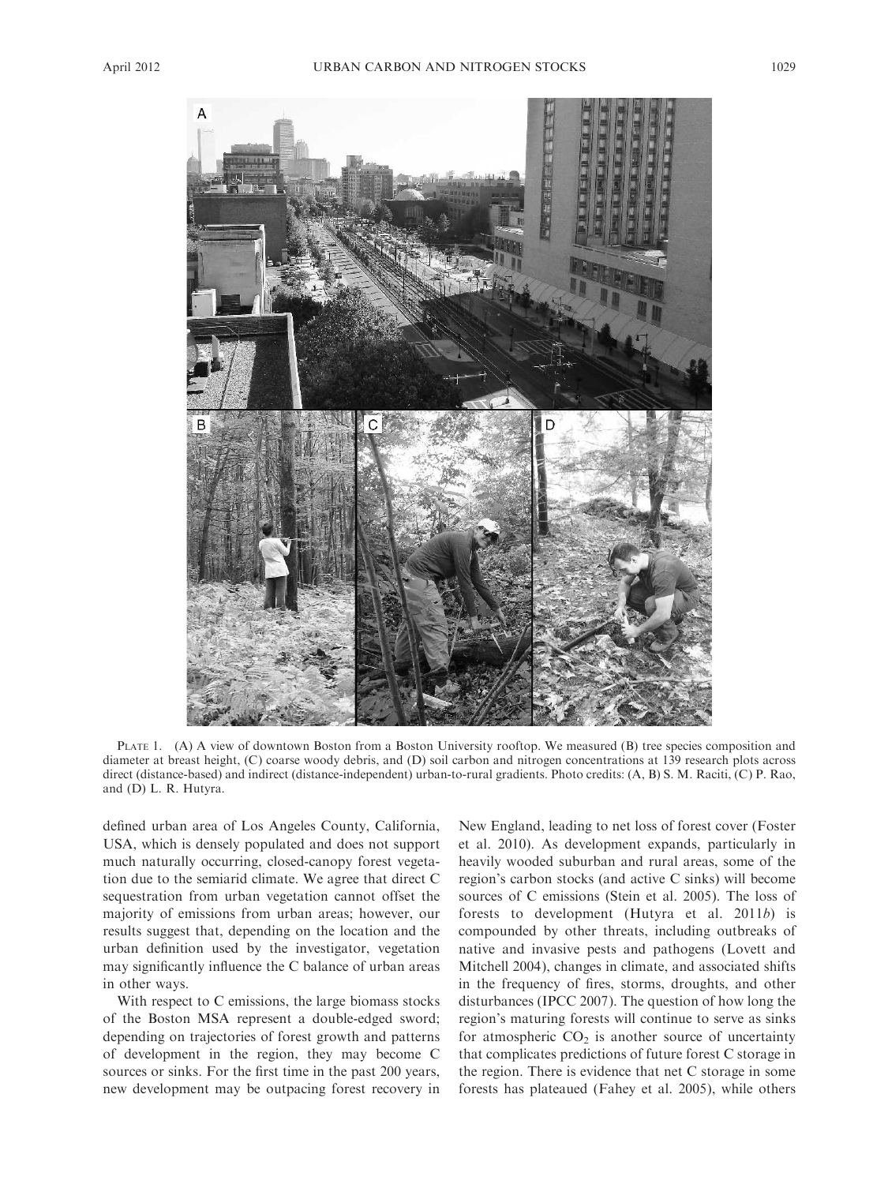PLATE 1. (A) A view of downtown Boston from a Boston University rooftop. We measured (B) tree species composition and diameter at breast height, (C) coarse woody debris, and (D) soil carbon and nitrogen concentrations at 139 research plots across direct (distance-based) and indirect (distance-independent) urban-to-rural gradients. Photo credits: (A, B) S. M. Raciti, (C) P. Rao, and (D) L. R. Hutyra.

defined urban area of Los Angeles County, California, USA, which is densely populated and does not support much naturally occurring, closed-canopy forest vegetation due to the semiarid climate. We agree that direct C sequestration from urban vegetation cannot offset the majority of emissions from urban areas; however, our results suggest that, depending on the location and the urban definition used by the investigator, vegetation may significantly influence the C balance of urban areas in other ways.

With respect to C emissions, the large biomass stocks of the Boston MSA represent a double-edged sword; depending on trajectories of forest growth and patterns of development in the region, they may become C sources or sinks. For the first time in the past 200 years, new development may be outpacing forest recovery in New England, leading to net loss of forest cover (Foster et al. 2010). As development expands, particularly in heavily wooded suburban and rural areas, some of the region's carbon stocks (and active C sinks) will become sources of C emissions (Stein et al. 2005). The loss of forests to development (Hutyra et al. 2011*b*) is compounded by other threats, including outbreaks of native and invasive pests and pathogens (Lovett and Mitchell 2004), changes in climate, and associated shifts in the frequency of fires, storms, droughts, and other disturbances (IPCC 2007). The question of how long the region's maturing forests will continue to serve as sinks for atmospheric $CO_2$ is another source of uncertainty that complicates predictions of future forest C storage in the region. There is evidence that net C storage in some forests has plateaued (Fahey et al. 2005), while others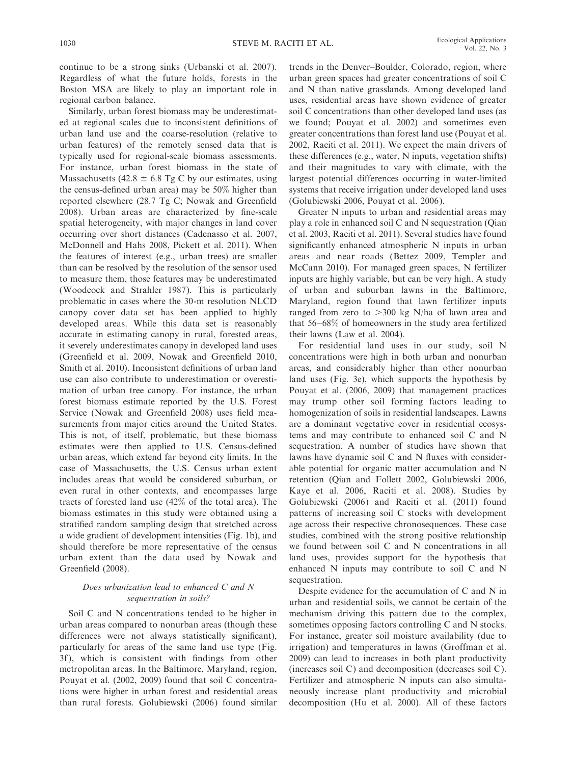continue to be a strong sinks (Urbanski et al. 2007). Regardless of what the future holds, forests in the Boston MSA are likely to play an important role in regional carbon balance.

Similarly, urban forest biomass may be underestimated at regional scales due to inconsistent definitions of urban land use and the coarse-resolution (relative to urban features) of the remotely sensed data that is typically used for regional-scale biomass assessments. For instance, urban forest biomass in the state of Massachusetts (42.8 ± 6.8 Tg C by our estimates, using the census-defined urban area) may be 50% higher than reported elsewhere (28.7 Tg C; Nowak and Greenfield 2008). Urban areas are characterized by fine-scale spatial heterogeneity, with major changes in land cover occurring over short distances (Cadenasso et al. 2007, McDonnell and Hahs 2008, Pickett et al. 2011). When the features of interest (e.g., urban trees) are smaller than can be resolved by the resolution of the sensor used to measure them, those features may be underestimated (Woodcock and Strahler 1987). This is particularly problematic in cases where the 30-m resolution NLCD canopy cover data set has been applied to highly developed areas. While this data set is reasonably accurate in estimating canopy in rural, forested areas, it severely underestimates canopy in developed land uses (Greenfield et al. 2009, Nowak and Greenfield 2010, Smith et al. 2010). Inconsistent definitions of urban land use can also contribute to underestimation or overestimation of urban tree canopy. For instance, the urban forest biomass estimate reported by the U.S. Forest Service (Nowak and Greenfield 2008) uses field measurements from major cities around the United States. This is not, of itself, problematic, but these biomass estimates were then applied to U.S. Census-defined urban areas, which extend far beyond city limits. In the case of Massachusetts, the U.S. Census urban extent includes areas that would be considered suburban, or even rural in other contexts, and encompasses large tracts of forested land use (42% of the total area). The biomass estimates in this study were obtained using a stratified random sampling design that stretched across a wide gradient of development intensities (Fig. 1b), and should therefore be more representative of the census urban extent than the data used by Nowak and Greenfield (2008).

### *Does urbanization lead to enhanced C and N sequestration in soils?*

Soil C and N concentrations tended to be higher in urban areas compared to nonurban areas (though these differences were not always statistically significant), particularly for areas of the same land use type (Fig. 3f), which is consistent with findings from other metropolitan areas. In the Baltimore, Maryland, region, Pouyat et al. (2002, 2009) found that soil C concentrations were higher in urban forest and residential areas than rural forests. Golubiewski (2006) found similar trends in the Denver–Boulder, Colorado, region, where urban green spaces had greater concentrations of soil C and N than native grasslands. Among developed land uses, residential areas have shown evidence of greater soil C concentrations than other developed land uses (as we found; Pouyat et al. 2002) and sometimes even greater concentrations than forest land use (Pouyat et al. 2002, Raciti et al. 2011). We expect the main drivers of these differences (e.g., water, N inputs, vegetation shifts) and their magnitudes to vary with climate, with the largest potential differences occurring in water-limited systems that receive irrigation under developed land uses (Golubiewski 2006, Pouyat et al. 2006).

Greater N inputs to urban and residential areas may play a role in enhanced soil C and N sequestration (Qian et al. 2003, Raciti et al. 2011). Several studies have found significantly enhanced atmospheric N inputs in urban areas and near roads (Bettez 2009, Templer and McCann 2010). For managed green spaces, N fertilizer inputs are highly variable, but can be very high. A study of urban and suburban lawns in the Baltimore, Maryland, region found that lawn fertilizer inputs ranged from zero to >300 kg N/ha of lawn area and that 56–68% of homeowners in the study area fertilized their lawns (Law et al. 2004).

For residential land uses in our study, soil N concentrations were high in both urban and nonurban areas, and considerably higher than other nonurban land uses (Fig. 3e), which supports the hypothesis by Pouyat et al. (2006, 2009) that management practices may trump other soil forming factors leading to homogenization of soils in residential landscapes. Lawns are a dominant vegetative cover in residential ecosystems and may contribute to enhanced soil C and N sequestration. A number of studies have shown that lawns have dynamic soil C and N fluxes with considerable potential for organic matter accumulation and N retention (Qian and Follett 2002, Golubiewski 2006, Kaye et al. 2006, Raciti et al. 2008). Studies by Golubiewski (2006) and Raciti et al. (2011) found patterns of increasing soil C stocks with development age across their respective chronosequences. These case studies, combined with the strong positive relationship we found between soil C and N concentrations in all land uses, provides support for the hypothesis that enhanced N inputs may contribute to soil C and N sequestration.

Despite evidence for the accumulation of C and N in urban and residential soils, we cannot be certain of the mechanism driving this pattern due to the complex, sometimes opposing factors controlling C and N stocks. For instance, greater soil moisture availability (due to irrigation) and temperatures in lawns (Groffman et al. 2009) can lead to increases in both plant productivity (increases soil C) and decomposition (decreases soil C). Fertilizer and atmospheric N inputs can also simultaneously increase plant productivity and microbial decomposition (Hu et al. 2000). All of these factors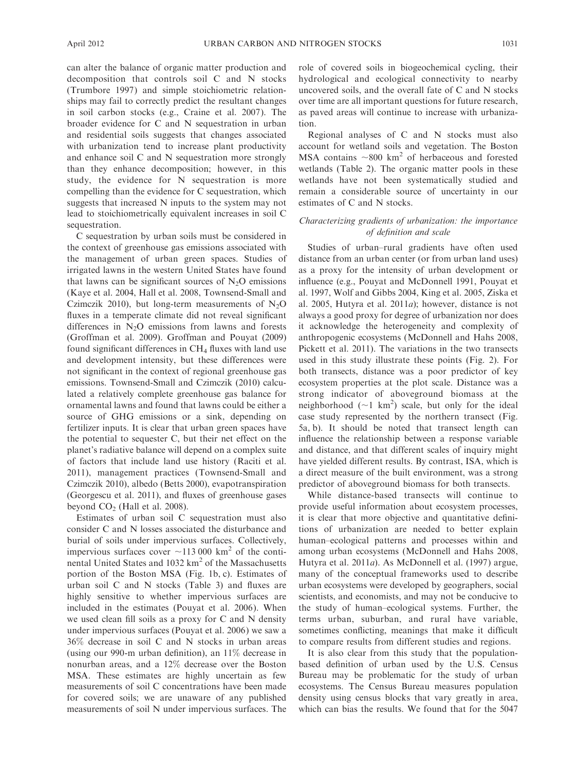can alter the balance of organic matter production and decomposition that controls soil C and N stocks (Trumbore 1997) and simple stoichiometric relationships may fail to correctly predict the resultant changes in soil carbon stocks (e.g., Craine et al. 2007). The broader evidence for C and N sequestration in urban and residential soils suggests that changes associated with urbanization tend to increase plant productivity and enhance soil C and N sequestration more strongly than they enhance decomposition; however, in this study, the evidence for N sequestration is more compelling than the evidence for C sequestration, which suggests that increased N inputs to the system may not lead to stoichiometrically equivalent increases in soil C sequestration.

C sequestration by urban soils must be considered in the context of greenhouse gas emissions associated with the management of urban green spaces. Studies of irrigated lawns in the western United States have found that lawns can be significant sources of $N_2O$ emissions (Kaye et al. 2004, Hall et al. 2008, Townsend-Small and Czimczik 2010), but long-term measurements of $N_2O$ fluxes in a temperate climate did not reveal significant differences in $N_2O$ emissions from lawns and forests (Groffman et al. 2009). Groffman and Pouyat (2009) found significant differences in $CH_4$ fluxes with land use and development intensity, but these differences were not significant in the context of regional greenhouse gas emissions. Townsend-Small and Czimczik (2010) calculated a relatively complete greenhouse gas balance for ornamental lawns and found that lawns could be either a source of GHG emissions or a sink, depending on fertilizer inputs. It is clear that urban green spaces have the potential to sequester C, but their net effect on the planet's radiative balance will depend on a complex suite of factors that include land use history (Raciti et al. 2011), management practices (Townsend-Small and Czimczik 2010), albedo (Betts 2000), evapotranspiration (Georgescu et al. 2011), and fluxes of greenhouse gases beyond $CO_2$ (Hall et al. 2008).

Estimates of urban soil C sequestration must also consider C and N losses associated the disturbance and burial of soils under impervious surfaces. Collectively, impervious surfaces cover ~113 000 km$^2$ of the continental United States and 1032 km$^2$ of the Massachusetts portion of the Boston MSA (Fig. 1b, c). Estimates of urban soil C and N stocks (Table 3) and fluxes are highly sensitive to whether impervious surfaces are included in the estimates (Pouyat et al. 2006). When we used clean fill soils as a proxy for C and N density under impervious surfaces (Pouyat et al. 2006) we saw a 36% decrease in soil C and N stocks in urban areas (using our 990-m urban definition), an 11% decrease in nonurban areas, and a 12% decrease over the Boston MSA. These estimates are highly uncertain as few measurements of soil C concentrations have been made for covered soils; we are unaware of any published measurements of soil N under impervious surfaces. The role of covered soils in biogeochemical cycling, their hydrological and ecological connectivity to nearby uncovered soils, and the overall fate of C and N stocks over time are all important questions for future research, as paved areas will continue to increase with urbanization.

Regional analyses of C and N stocks must also account for wetland soils and vegetation. The Boston MSA contains ~800 km$^2$ of herbaceous and forested wetlands (Table 2). The organic matter pools in these wetlands have not been systematically studied and remain a considerable source of uncertainty in our estimates of C and N stocks.

### *Characterizing gradients of urbanization: the importance of definition and scale*

Studies of urban–rural gradients have often used distance from an urban center (or from urban land uses) as a proxy for the intensity of urban development or influence (e.g., Pouyat and McDonnell 1991, Pouyat et al. 1997, Wolf and Gibbs 2004, King et al. 2005, Ziska et al. 2005, Hutyra et al. 2011*a*); however, distance is not always a good proxy for degree of urbanization nor does it acknowledge the heterogeneity and complexity of anthropogenic ecosystems (McDonnell and Hahs 2008, Pickett et al. 2011). The variations in the two transects used in this study illustrate these points (Fig. 2). For both transects, distance was a poor predictor of key ecosystem properties at the plot scale. Distance was a strong indicator of aboveground biomass at the neighborhood (~1 km$^2$) scale, but only for the ideal case study represented by the northern transect (Fig. 5a, b). It should be noted that transect length can influence the relationship between a response variable and distance, and that different scales of inquiry might have yielded different results. By contrast, ISA, which is a direct measure of the built environment, was a strong predictor of aboveground biomass for both transects.

While distance-based transects will continue to provide useful information about ecosystem processes, it is clear that more objective and quantitative definitions of urbanization are needed to better explain human–ecological patterns and processes within and among urban ecosystems (McDonnell and Hahs 2008, Hutyra et al. 2011*a*). As McDonnell et al. (1997) argue, many of the conceptual frameworks used to describe urban ecosystems were developed by geographers, social scientists, and economists, and may not be conducive to the study of human–ecological systems. Further, the terms urban, suburban, and rural have variable, sometimes conflicting, meanings that make it difficult to compare results from different studies and regions.

It is also clear from this study that the population-based definition of urban used by the U.S. Census Bureau may be problematic for the study of urban ecosystems. The Census Bureau measures population density using census blocks that vary greatly in area, which can bias the results. We found that for the 5047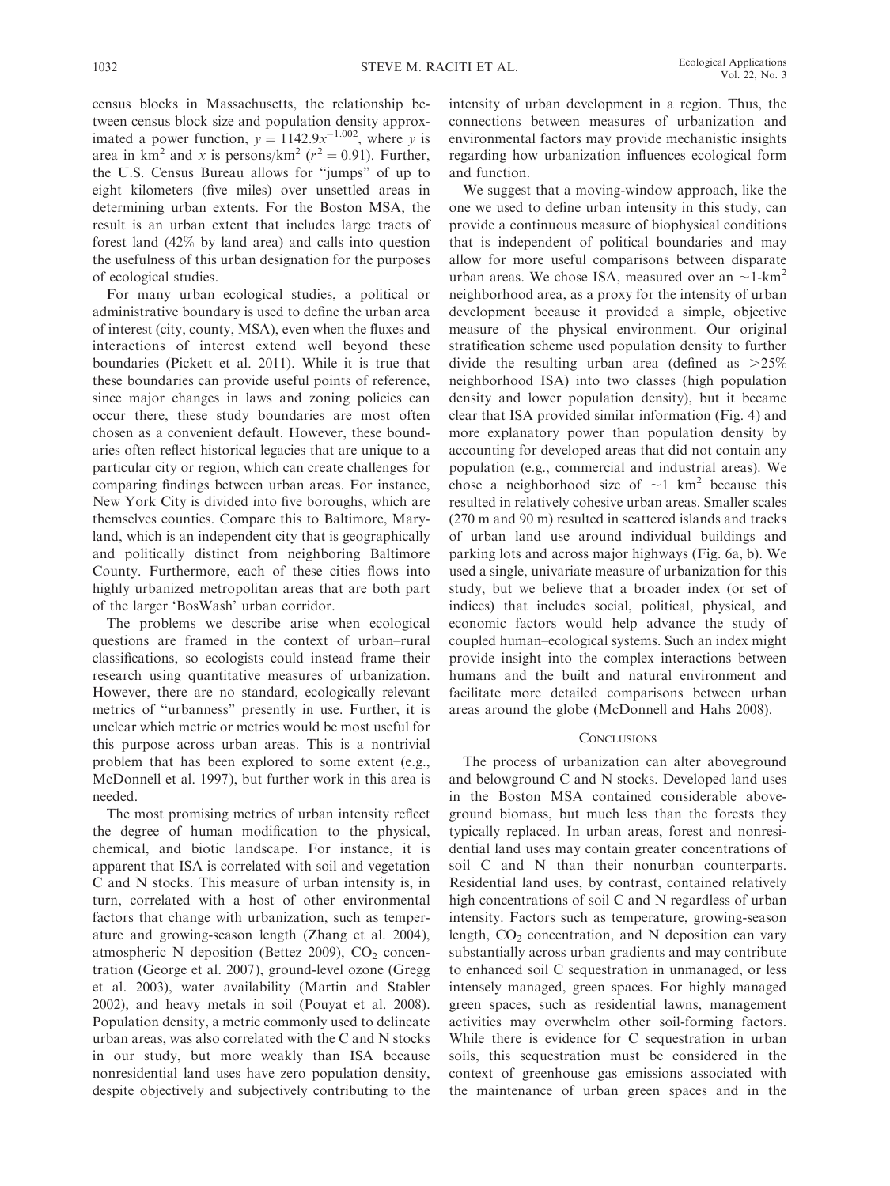census blocks in Massachusetts, the relationship between census block size and population density approximated a power function, $y = 1142.9x^{-1.002}$, where $y$ is area in $km^2$ and $x$ is persons/$km^2$ ($r^2 = 0.91$). Further, the U.S. Census Bureau allows for "jumps" of up to eight kilometers (five miles) over unsettled areas in determining urban extents. For the Boston MSA, the result is an urban extent that includes large tracts of forest land (42% by land area) and calls into question the usefulness of this urban designation for the purposes of ecological studies.

For many urban ecological studies, a political or administrative boundary is used to define the urban area of interest (city, county, MSA), even when the fluxes and interactions of interest extend well beyond these boundaries (Pickett et al. 2011). While it is true that these boundaries can provide useful points of reference, since major changes in laws and zoning policies can occur there, these study boundaries are most often chosen as a convenient default. However, these boundaries often reflect historical legacies that are unique to a particular city or region, which can create challenges for comparing findings between urban areas. For instance, New York City is divided into five boroughs, which are themselves counties. Compare this to Baltimore, Maryland, which is an independent city that is geographically and politically distinct from neighboring Baltimore County. Furthermore, each of these cities flows into highly urbanized metropolitan areas that are both part of the larger 'BosWash' urban corridor.

The problems we describe arise when ecological questions are framed in the context of urban–rural classifications, so ecologists could instead frame their research using quantitative measures of urbanization. However, there are no standard, ecologically relevant metrics of "urbanness" presently in use. Further, it is unclear which metric or metrics would be most useful for this purpose across urban areas. This is a nontrivial problem that has been explored to some extent (e.g., McDonnell et al. 1997), but further work in this area is needed.

The most promising metrics of urban intensity reflect the degree of human modification to the physical, chemical, and biotic landscape. For instance, it is apparent that ISA is correlated with soil and vegetation C and N stocks. This measure of urban intensity is, in turn, correlated with a host of other environmental factors that change with urbanization, such as temperature and growing-season length (Zhang et al. 2004), atmospheric N deposition (Bettez 2009), $CO_2$ concentration (George et al. 2007), ground-level ozone (Gregg et al. 2003), water availability (Martin and Stabler 2002), and heavy metals in soil (Pouyat et al. 2008). Population density, a metric commonly used to delineate urban areas, was also correlated with the C and N stocks in our study, but more weakly than ISA because nonresidential land uses have zero population density, despite objectively and subjectively contributing to the intensity of urban development in a region. Thus, the connections between measures of urbanization and environmental factors may provide mechanistic insights regarding how urbanization influences ecological form and function.

We suggest that a moving-window approach, like the one we used to define urban intensity in this study, can provide a continuous measure of biophysical conditions that is independent of political boundaries and may allow for more useful comparisons between disparate urban areas. We chose ISA, measured over an ~1-$km^2$ neighborhood area, as a proxy for the intensity of urban development because it provided a simple, objective measure of the physical environment. Our original stratification scheme used population density to further divide the resulting urban area (defined as >25% neighborhood ISA) into two classes (high population density and lower population density), but it became clear that ISA provided similar information (Fig. 4) and more explanatory power than population density by accounting for developed areas that did not contain any population (e.g., commercial and industrial areas). We chose a neighborhood size of ~1 $km^2$ because this resulted in relatively cohesive urban areas. Smaller scales (270 m and 90 m) resulted in scattered islands and tracks of urban land use around individual buildings and parking lots and across major highways (Fig. 6a, b). We used a single, univariate measure of urbanization for this study, but we believe that a broader index (or set of indices) that includes social, political, physical, and economic factors would help advance the study of coupled human–ecological systems. Such an index might provide insight into the complex interactions between humans and the built and natural environment and facilitate more detailed comparisons between urban areas around the globe (McDonnell and Hahs 2008).

## Conclusions

The process of urbanization can alter aboveground and belowground C and N stocks. Developed land uses in the Boston MSA contained considerable aboveground biomass, but much less than the forests they typically replaced. In urban areas, forest and nonresidential land uses may contain greater concentrations of soil C and N than their nonurban counterparts. Residential land uses, by contrast, contained relatively high concentrations of soil C and N regardless of urban intensity. Factors such as temperature, growing-season length, $CO_2$ concentration, and N deposition can vary substantially across urban gradients and may contribute to enhanced soil C sequestration in unmanaged, or less intensely managed, green spaces. For highly managed green spaces, such as residential lawns, management activities may overwhelm other soil-forming factors. While there is evidence for C sequestration in urban soils, this sequestration must be considered in the context of greenhouse gas emissions associated with the maintenance of urban green spaces and in the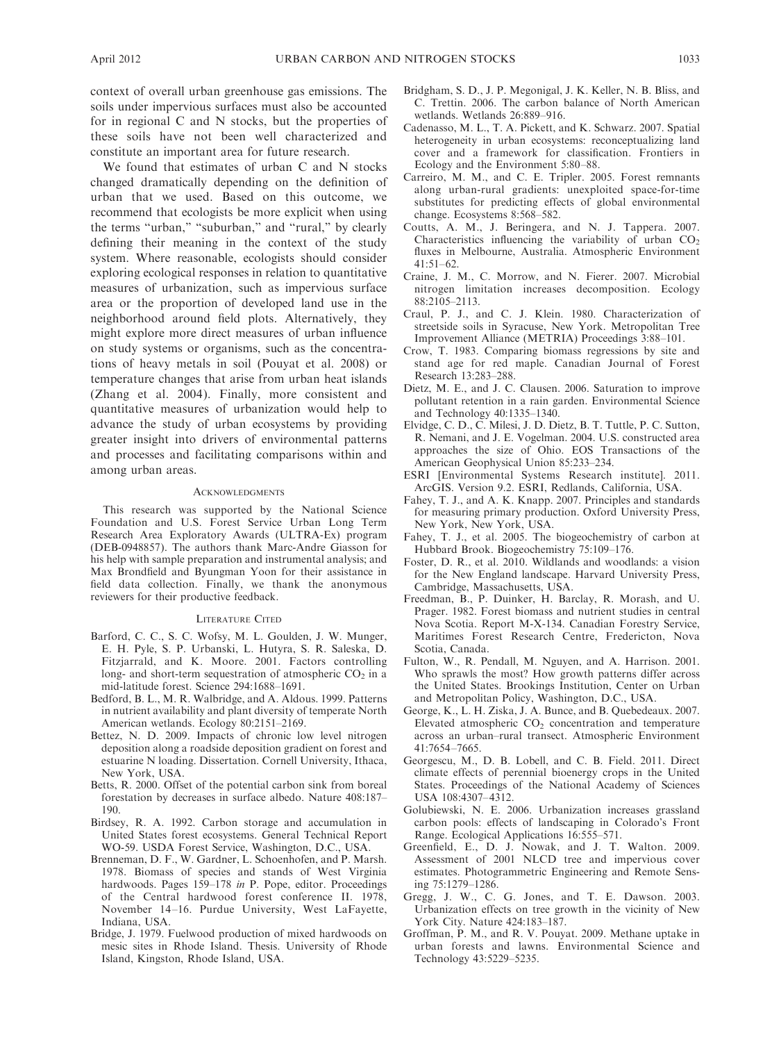context of overall urban greenhouse gas emissions. The soils under impervious surfaces must also be accounted for in regional C and N stocks, but the properties of these soils have not been well characterized and constitute an important area for future research.

We found that estimates of urban C and N stocks changed dramatically depending on the definition of urban that we used. Based on this outcome, we recommend that ecologists be more explicit when using the terms "urban," "suburban," and "rural," by clearly defining their meaning in the context of the study system. Where reasonable, ecologists should consider exploring ecological responses in relation to quantitative measures of urbanization, such as impervious surface area or the proportion of developed land use in the neighborhood around field plots. Alternatively, they might explore more direct measures of urban influence on study systems or organisms, such as the concentrations of heavy metals in soil (Pouyat et al. 2008) or temperature changes that arise from urban heat islands (Zhang et al. 2004). Finally, more consistent and quantitative measures of urbanization would help to advance the study of urban ecosystems by providing greater insight into drivers of environmental patterns and processes and facilitating comparisons within and among urban areas.

## Acknowledgments

This research was supported by the National Science Foundation and U.S. Forest Service Urban Long Term Research Area Exploratory Awards (ULTRA-Ex) program (DEB-0948857). The authors thank Marc-Andre Giasson for his help with sample preparation and instrumental analysis; and Max Brondfield and Byungman Yoon for their assistance in field data collection. Finally, we thank the anonymous reviewers for their productive feedback.

## Literature Cited

Barford, C. C., S. C. Wofsy, M. L. Goulden, J. W. Munger, E. H. Pyle, S. P. Urbanski, L. Hutyra, S. R. Saleska, D. Fitzjarrald, and K. Moore. 2001. Factors controlling long- and short-term sequestration of atmospheric $CO_2$ in a mid-latitude forest. Science 294:1688–1691.

Bedford, B. L., M. R. Walbridge, and A. Aldous. 1999. Patterns in nutrient availability and plant diversity of temperate North American wetlands. Ecology 80:2151–2169.

Bettez, N. D. 2009. Impacts of chronic low level nitrogen deposition along a roadside deposition gradient on forest and estuarine N loading. Dissertation. Cornell University, Ithaca, New York, USA.

Betts, R. 2000. Offset of the potential carbon sink from boreal forestation by decreases in surface albedo. Nature 408:187–190.

Birdsey, R. A. 1992. Carbon storage and accumulation in United States forest ecosystems. General Technical Report WO-59. USDA Forest Service, Washington, D.C., USA.

Brenneman, D. F., W. Gardner, L. Schoenhofen, and P. Marsh. 1978. Biomass of species and stands of West Virginia hardwoods. Pages 159–178 *in* P. Pope, editor. Proceedings of the Central hardwood forest conference II. 1978, November 14–16. Purdue University, West LaFayette, Indiana, USA.

Bridge, J. 1979. Fuelwood production of mixed hardwoods on mesic sites in Rhode Island. Thesis. University of Rhode Island, Kingston, Rhode Island, USA.

Bridgham, S. D., J. P. Megonigal, J. K. Keller, N. B. Bliss, and C. Trettin. 2006. The carbon balance of North American wetlands. Wetlands 26:889–916.

Cadenasso, M. L., T. A. Pickett, and K. Schwarz. 2007. Spatial heterogeneity in urban ecosystems: reconceptualizing land cover and a framework for classification. Frontiers in Ecology and the Environment 5:80–88.

Carreiro, M. M., and C. E. Tripler. 2005. Forest remnants along urban-rural gradients: unexploited space-for-time substitutes for predicting effects of global environmental change. Ecosystems 8:568–582.

Coutts, A. M., J. Beringera, and N. J. Tappera. 2007. Characteristics influencing the variability of urban $CO_2$ fluxes in Melbourne, Australia. Atmospheric Environment 41:51–62.

Craine, J. M., C. Morrow, and N. Fierer. 2007. Microbial nitrogen limitation increases decomposition. Ecology 88:2105–2113.

Craul, P. J., and C. J. Klein. 1980. Characterization of streetside soils in Syracuse, New York. Metropolitan Tree Improvement Alliance (METRIA) Proceedings 3:88–101.

Crow, T. 1983. Comparing biomass regressions by site and stand age for red maple. Canadian Journal of Forest Research 13:283–288.

Dietz, M. E., and J. C. Clausen. 2006. Saturation to improve pollutant retention in a rain garden. Environmental Science and Technology 40:1335–1340.

Elvidge, C. D., C. Milesi, J. D. Dietz, B. T. Tuttle, P. C. Sutton, R. Nemani, and J. E. Vogelman. 2004. U.S. constructed area approaches the size of Ohio. EOS Transactions of the American Geophysical Union 85:233–234.

ESRI [Environmental Systems Research institute]. 2011. ArcGIS. Version 9.2. ESRI, Redlands, California, USA.

Fahey, T. J., and A. K. Knapp. 2007. Principles and standards for measuring primary production. Oxford University Press, New York, New York, USA.

Fahey, T. J., et al. 2005. The biogeochemistry of carbon at Hubbard Brook. Biogeochemistry 75:109–176.

Foster, D. R., et al. 2010. Wildlands and woodlands: a vision for the New England landscape. Harvard University Press, Cambridge, Massachusetts, USA.

Freedman, B., P. Duinker, H. Barclay, R. Morash, and U. Prager. 1982. Forest biomass and nutrient studies in central Nova Scotia. Report M-X-134. Canadian Forestry Service, Maritimes Forest Research Centre, Fredericton, Nova Scotia, Canada.

Fulton, W., R. Pendall, M. Nguyen, and A. Harrison. 2001. Who sprawls the most? How growth patterns differ across the United States. Brookings Institution, Center on Urban and Metropolitan Policy, Washington, D.C., USA.

George, K., L. H. Ziska, J. A. Bunce, and B. Quebedeaux. 2007. Elevated atmospheric $CO_2$ concentration and temperature across an urban–rural transect. Atmospheric Environment 41:7654–7665.

Georgescu, M., D. B. Lobell, and C. B. Field. 2011. Direct climate effects of perennial bioenergy crops in the United States. Proceedings of the National Academy of Sciences USA 108:4307–4312.

Golubiewski, N. E. 2006. Urbanization increases grassland carbon pools: effects of landscaping in Colorado's Front Range. Ecological Applications 16:555–571.

Greenfield, E., D. J. Nowak, and J. T. Walton. 2009. Assessment of 2001 NLCD tree and impervious cover estimates. Photogrammetric Engineering and Remote Sensing 75:1279–1286.

Gregg, J. W., C. G. Jones, and T. E. Dawson. 2003. Urbanization effects on tree growth in the vicinity of New York City. Nature 424:183–187.

Groffman, P. M., and R. V. Pouyat. 2009. Methane uptake in urban forests and lawns. Environmental Science and Technology 43:5229–5235.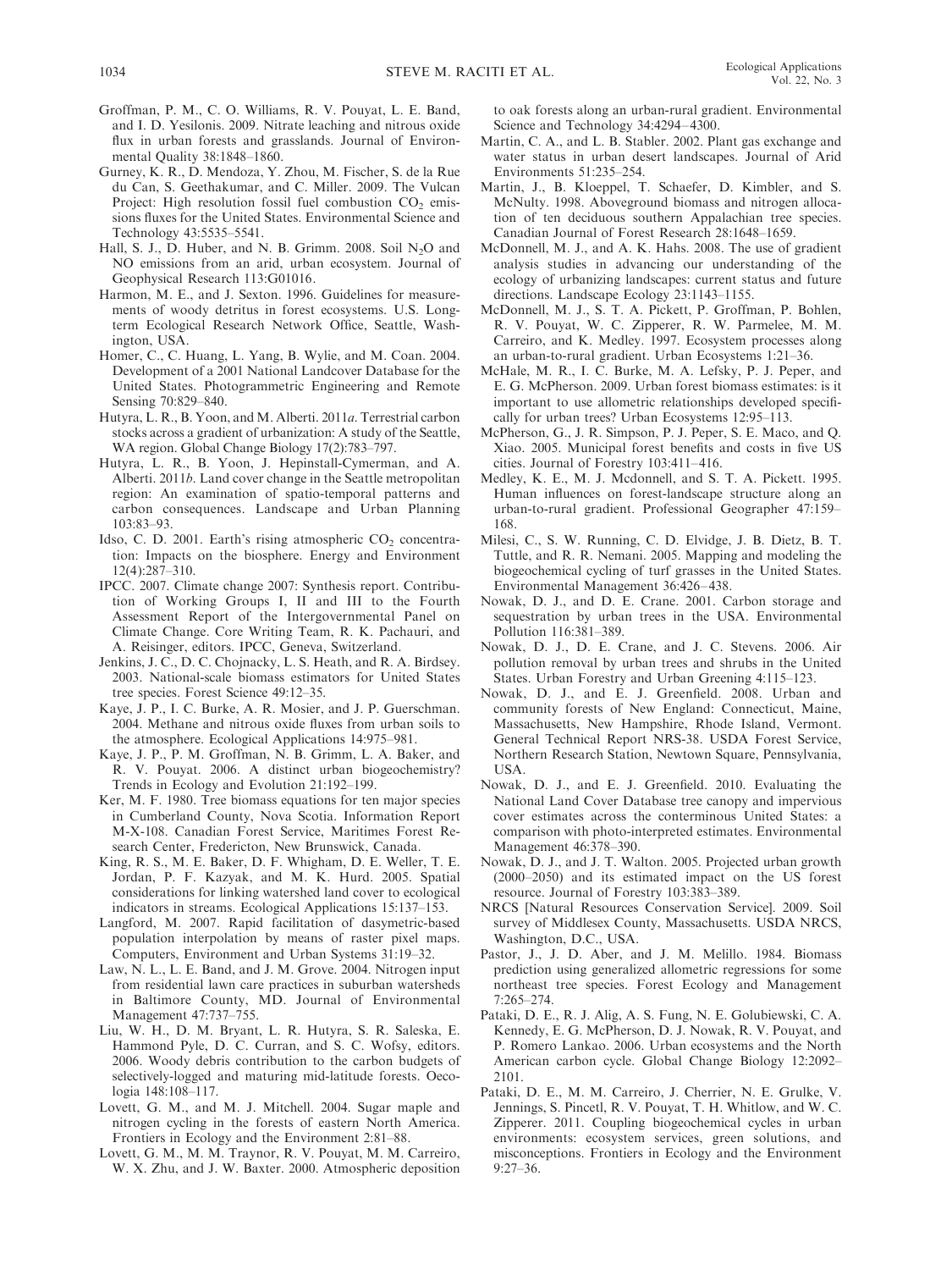Groffman, P. M., C. O. Williams, R. V. Pouyat, L. E. Band, and I. D. Yesilonis. 2009. Nitrate leaching and nitrous oxide flux in urban forests and grasslands. Journal of Environmental Quality 38:1848–1860.

Gurney, K. R., D. Mendoza, Y. Zhou, M. Fischer, S. de la Rue du Can, S. Geethakumar, and C. Miller. 2009. The Vulcan Project: High resolution fossil fuel combustion $CO_2$ emissions fluxes for the United States. Environmental Science and Technology 43:5535–5541.

Hall, S. J., D. Huber, and N. B. Grimm. 2008. Soil $N_2O$ and NO emissions from an arid, urban ecosystem. Journal of Geophysical Research 113:G01016.

Harmon, M. E., and J. Sexton. 1996. Guidelines for measurements of woody detritus in forest ecosystems. U.S. Long-term Ecological Research Network Office, Seattle, Washington, USA.

Homer, C., C. Huang, L. Yang, B. Wylie, and M. Coan. 2004. Development of a 2001 National Landcover Database for the United States. Photogrammetric Engineering and Remote Sensing 70:829–840.

Hutyra, L. R., B. Yoon, and M. Alberti. 2011*a*. Terrestrial carbon stocks across a gradient of urbanization: A study of the Seattle, WA region. Global Change Biology 17(2):783–797.

Hutyra, L. R., B. Yoon, J. Hepinstall-Cymerman, and A. Alberti. 2011*b*. Land cover change in the Seattle metropolitan region: An examination of spatio-temporal patterns and carbon consequences. Landscape and Urban Planning 103:83–93.

Idso, C. D. 2001. Earth's rising atmospheric $CO_2$ concentration: Impacts on the biosphere. Energy and Environment 12(4):287–310.

IPCC. 2007. Climate change 2007: Synthesis report. Contribution of Working Groups I, II and III to the Fourth Assessment Report of the Intergovernmental Panel on Climate Change. Core Writing Team, R. K. Pachauri, and A. Reisinger, editors. IPCC, Geneva, Switzerland.

Jenkins, J. C., D. C. Chojnacky, L. S. Heath, and R. A. Birdsey. 2003. National-scale biomass estimators for United States tree species. Forest Science 49:12–35.

Kaye, J. P., I. C. Burke, A. R. Mosier, and J. P. Guerschman. 2004. Methane and nitrous oxide fluxes from urban soils to the atmosphere. Ecological Applications 14:975–981.

Kaye, J. P., P. M. Groffman, N. B. Grimm, L. A. Baker, and R. V. Pouyat. 2006. A distinct urban biogeochemistry? Trends in Ecology and Evolution 21:192–199.

Ker, M. F. 1980. Tree biomass equations for ten major species in Cumberland County, Nova Scotia. Information Report M-X-108. Canadian Forest Service, Maritimes Forest Research Center, Fredericton, New Brunswick, Canada.

King, R. S., M. E. Baker, D. F. Whigham, D. E. Weller, T. E. Jordan, P. F. Kazyak, and M. K. Hurd. 2005. Spatial considerations for linking watershed land cover to ecological indicators in streams. Ecological Applications 15:137–153.

Langford, M. 2007. Rapid facilitation of dasymetric-based population interpolation by means of raster pixel maps. Computers, Environment and Urban Systems 31:19–32.

Law, N. L., L. E. Band, and J. M. Grove. 2004. Nitrogen input from residential lawn care practices in suburban watersheds in Baltimore County, MD. Journal of Environmental Management 47:737–755.

Liu, W. H., D. M. Bryant, L. R. Hutyra, S. R. Saleska, E. Hammond Pyle, D. C. Curran, and S. C. Wofsy, editors. 2006. Woody debris contribution to the carbon budgets of selectively-logged and maturing mid-latitude forests. Oecologia 148:108–117.

Lovett, G. M., and M. J. Mitchell. 2004. Sugar maple and nitrogen cycling in the forests of eastern North America. Frontiers in Ecology and the Environment 2:81–88.

Lovett, G. M., M. M. Traynor, R. V. Pouyat, M. M. Carreiro, W. X. Zhu, and J. W. Baxter. 2000. Atmospheric deposition to oak forests along an urban-rural gradient. Environmental Science and Technology 34:4294–4300.

Martin, C. A., and L. B. Stabler. 2002. Plant gas exchange and water status in urban desert landscapes. Journal of Arid Environments 51:235–254.

Martin, J., B. Kloeppel, T. Schaefer, D. Kimbler, and S. McNulty. 1998. Aboveground biomass and nitrogen allocation of ten deciduous southern Appalachian tree species. Canadian Journal of Forest Research 28:1648–1659.

McDonnell, M. J., and A. K. Hahs. 2008. The use of gradient analysis studies in advancing our understanding of the ecology of urbanizing landscapes: current status and future directions. Landscape Ecology 23:1143–1155.

McDonnell, M. J., S. T. A. Pickett, P. Groffman, P. Bohlen, R. V. Pouyat, W. C. Zipperer, R. W. Parmelee, M. M. Carreiro, and K. Medley. 1997. Ecosystem processes along an urban-to-rural gradient. Urban Ecosystems 1:21–36.

McHale, M. R., I. C. Burke, M. A. Lefsky, P. J. Peper, and E. G. McPherson. 2009. Urban forest biomass estimates: is it important to use allometric relationships developed specifically for urban trees? Urban Ecosystems 12:95–113.

McPherson, G., J. R. Simpson, P. J. Peper, S. E. Maco, and Q. Xiao. 2005. Municipal forest benefits and costs in five US cities. Journal of Forestry 103:411–416.

Medley, K. E., M. J. Mcdonnell, and S. T. A. Pickett. 1995. Human influences on forest-landscape structure along an urban-to-rural gradient. Professional Geographer 47:159–168.

Milesi, C., S. W. Running, C. D. Elvidge, J. B. Dietz, B. T. Tuttle, and R. R. Nemani. 2005. Mapping and modeling the biogeochemical cycling of turf grasses in the United States. Environmental Management 36:426–438.

Nowak, D. J., and D. E. Crane. 2001. Carbon storage and sequestration by urban trees in the USA. Environmental Pollution 116:381–389.

Nowak, D. J., D. E. Crane, and J. C. Stevens. 2006. Air pollution removal by urban trees and shrubs in the United States. Urban Forestry and Urban Greening 4:115–123.

Nowak, D. J., and E. J. Greenfield. 2008. Urban and community forests of New England: Connecticut, Maine, Massachusetts, New Hampshire, Rhode Island, Vermont. General Technical Report NRS-38. USDA Forest Service, Northern Research Station, Newtown Square, Pennsylvania, USA.

Nowak, D. J., and E. J. Greenfield. 2010. Evaluating the National Land Cover Database tree canopy and impervious cover estimates across the conterminous United States: a comparison with photo-interpreted estimates. Environmental Management 46:378–390.

Nowak, D. J., and J. T. Walton. 2005. Projected urban growth (2000–2050) and its estimated impact on the US forest resource. Journal of Forestry 103:383–389.

NRCS [Natural Resources Conservation Service]. 2009. Soil survey of Middlesex County, Massachusetts. USDA NRCS, Washington, D.C., USA.

Pastor, J., J. D. Aber, and J. M. Melillo. 1984. Biomass prediction using generalized allometric regressions for some northeast tree species. Forest Ecology and Management 7:265–274.

Pataki, D. E., R. J. Alig, A. S. Fung, N. E. Golubiewski, C. A. Kennedy, E. G. McPherson, D. J. Nowak, R. V. Pouyat, and P. Romero Lankao. 2006. Urban ecosystems and the North American carbon cycle. Global Change Biology 12:2092–2101.

Pataki, D. E., M. M. Carreiro, J. Cherrier, N. E. Grulke, V. Jennings, S. Pincetl, R. V. Pouyat, T. H. Whitlow, and W. C. Zipperer. 2011. Coupling biogeochemical cycles in urban environments: ecosystem services, green solutions, and misconceptions. Frontiers in Ecology and the Environment 9:27–36.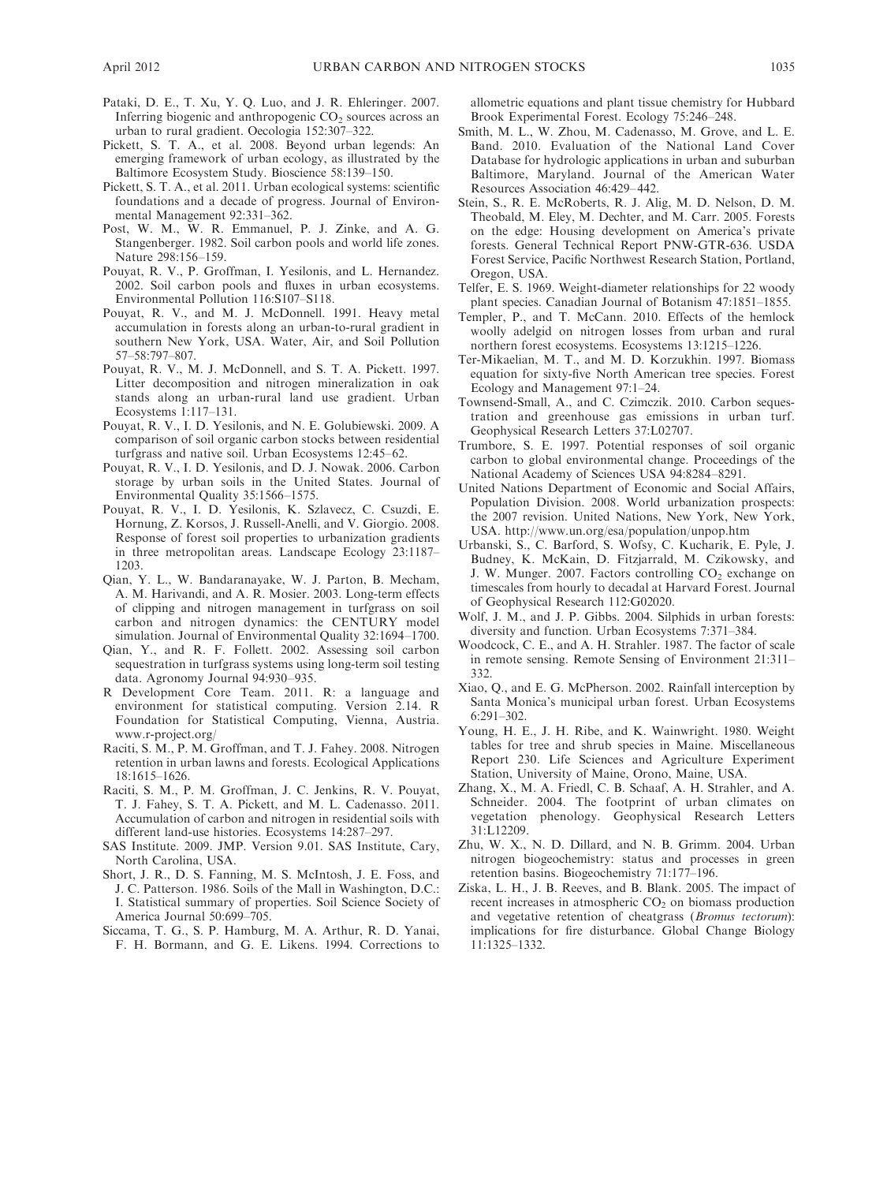Pataki, D. E., T. Xu, Y. Q. Luo, and J. R. Ehleringer. 2007. Inferring biogenic and anthropogenic $CO_2$ sources across an urban to rural gradient. Oecologia 152:307–322.

Pickett, S. T. A., et al. 2008. Beyond urban legends: An emerging framework of urban ecology, as illustrated by the Baltimore Ecosystem Study. Bioscience 58:139–150.

Pickett, S. T. A., et al. 2011. Urban ecological systems: scientific foundations and a decade of progress. Journal of Environmental Management 92:331–362.

Post, W. M., W. R. Emmanuel, P. J. Zinke, and A. G. Stangenberger. 1982. Soil carbon pools and world life zones. Nature 298:156–159.

Pouyat, R. V., P. Groffman, I. Yesilonis, and L. Hernandez. 2002. Soil carbon pools and fluxes in urban ecosystems. Environmental Pollution 116:S107–S118.

Pouyat, R. V., and M. J. McDonnell. 1991. Heavy metal accumulation in forests along an urban-to-rural gradient in southern New York, USA. Water, Air, and Soil Pollution 57–58:797–807.

Pouyat, R. V., M. J. McDonnell, and S. T. A. Pickett. 1997. Litter decomposition and nitrogen mineralization in oak stands along an urban-rural land use gradient. Urban Ecosystems 1:117–131.

Pouyat, R. V., I. D. Yesilonis, and N. E. Golubiewski. 2009. A comparison of soil organic carbon stocks between residential turfgrass and native soil. Urban Ecosystems 12:45–62.

Pouyat, R. V., I. D. Yesilonis, and D. J. Nowak. 2006. Carbon storage by urban soils in the United States. Journal of Environmental Quality 35:1566–1575.

Pouyat, R. V., I. D. Yesilonis, K. Szlavecz, C. Csuzdi, E. Hornung, Z. Korsos, J. Russell-Anelli, and V. Giorgio. 2008. Response of forest soil properties to urbanization gradients in three metropolitan areas. Landscape Ecology 23:1187–1203.

Qian, Y. L., W. Bandaranayake, W. J. Parton, B. Mecham, A. M. Harivandi, and A. R. Mosier. 2003. Long-term effects of clipping and nitrogen management in turfgrass on soil carbon and nitrogen dynamics: the CENTURY model simulation. Journal of Environmental Quality 32:1694–1700.

Qian, Y., and R. F. Follett. 2002. Assessing soil carbon sequestration in turfgrass systems using long-term soil testing data. Agronomy Journal 94:930–935.

R Development Core Team. 2011. R: a language and environment for statistical computing. Version 2.14. R Foundation for Statistical Computing, Vienna, Austria. www.r-project.org/

Raciti, S. M., P. M. Groffman, and T. J. Fahey. 2008. Nitrogen retention in urban lawns and forests. Ecological Applications 18:1615–1626.

Raciti, S. M., P. M. Groffman, J. C. Jenkins, R. V. Pouyat, T. J. Fahey, S. T. A. Pickett, and M. L. Cadenasso. 2011. Accumulation of carbon and nitrogen in residential soils with different land-use histories. Ecosystems 14:287–297.

SAS Institute. 2009. JMP. Version 9.01. SAS Institute, Cary, North Carolina, USA.

Short, J. R., D. S. Fanning, M. S. McIntosh, J. E. Foss, and J. C. Patterson. 1986. Soils of the Mall in Washington, D.C.: I. Statistical summary of properties. Soil Science Society of America Journal 50:699–705.

Siccama, T. G., S. P. Hamburg, M. A. Arthur, R. D. Yanai, F. H. Bormann, and G. E. Likens. 1994. Corrections to allometric equations and plant tissue chemistry for Hubbard Brook Experimental Forest. Ecology 75:246–248.

Smith, M. L., W. Zhou, M. Cadenasso, M. Grove, and L. E. Band. 2010. Evaluation of the National Land Cover Database for hydrologic applications in urban and suburban Baltimore, Maryland. Journal of the American Water Resources Association 46:429–442.

Stein, S., R. E. McRoberts, R. J. Alig, M. D. Nelson, D. M. Theobald, M. Eley, M. Dechter, and M. Carr. 2005. Forests on the edge: Housing development on America's private forests. General Technical Report PNW-GTR-636. USDA Forest Service, Pacific Northwest Research Station, Portland, Oregon, USA.

Telfer, E. S. 1969. Weight-diameter relationships for 22 woody plant species. Canadian Journal of Botanism 47:1851–1855.

Templer, P., and T. McCann. 2010. Effects of the hemlock woolly adelgid on nitrogen losses from urban and rural northern forest ecosystems. Ecosystems 13:1215–1226.

Ter-Mikaelian, M. T., and M. D. Korzukhin. 1997. Biomass equation for sixty-five North American tree species. Forest Ecology and Management 97:1–24.

Townsend-Small, A., and C. Czimczik. 2010. Carbon sequestration and greenhouse gas emissions in urban turf. Geophysical Research Letters 37:L02707.

Trumbore, S. E. 1997. Potential responses of soil organic carbon to global environmental change. Proceedings of the National Academy of Sciences USA 94:8284–8291.

United Nations Department of Economic and Social Affairs, Population Division. 2008. World urbanization prospects: the 2007 revision. United Nations, New York, New York, USA. http://www.un.org/esa/population/unpop.htm

Urbanski, S., C. Barford, S. Wofsy, C. Kucharik, E. Pyle, J. Budney, K. McKain, D. Fitzjarrald, M. Czikowsky, and J. W. Munger. 2007. Factors controlling $CO_2$ exchange on timescales from hourly to decadal at Harvard Forest. Journal of Geophysical Research 112:G02020.

Wolf, J. M., and J. P. Gibbs. 2004. Silphids in urban forests: diversity and function. Urban Ecosystems 7:371–384.

Woodcock, C. E., and A. H. Strahler. 1987. The factor of scale in remote sensing. Remote Sensing of Environment 21:311–332.

Xiao, Q., and E. G. McPherson. 2002. Rainfall interception by Santa Monica's municipal urban forest. Urban Ecosystems 6:291–302.

Young, H. E., J. H. Ribe, and K. Wainwright. 1980. Weight tables for tree and shrub species in Maine. Miscellaneous Report 230. Life Sciences and Agriculture Experiment Station, University of Maine, Orono, Maine, USA.

Zhang, X., M. A. Friedl, C. B. Schaaf, A. H. Strahler, and A. Schneider. 2004. The footprint of urban climates on vegetation phenology. Geophysical Research Letters 31:L12209.

Zhu, W. X., N. D. Dillard, and N. B. Grimm. 2004. Urban nitrogen biogeochemistry: status and processes in green retention basins. Biogeochemistry 71:177–196.

Ziska, L. H., J. B. Reeves, and B. Blank. 2005. The impact of recent increases in atmospheric $CO_2$ on biomass production and vegetative retention of cheatgrass (*Bromus tectorum*): implications for fire disturbance. Global Change Biology 11:1325–1332.